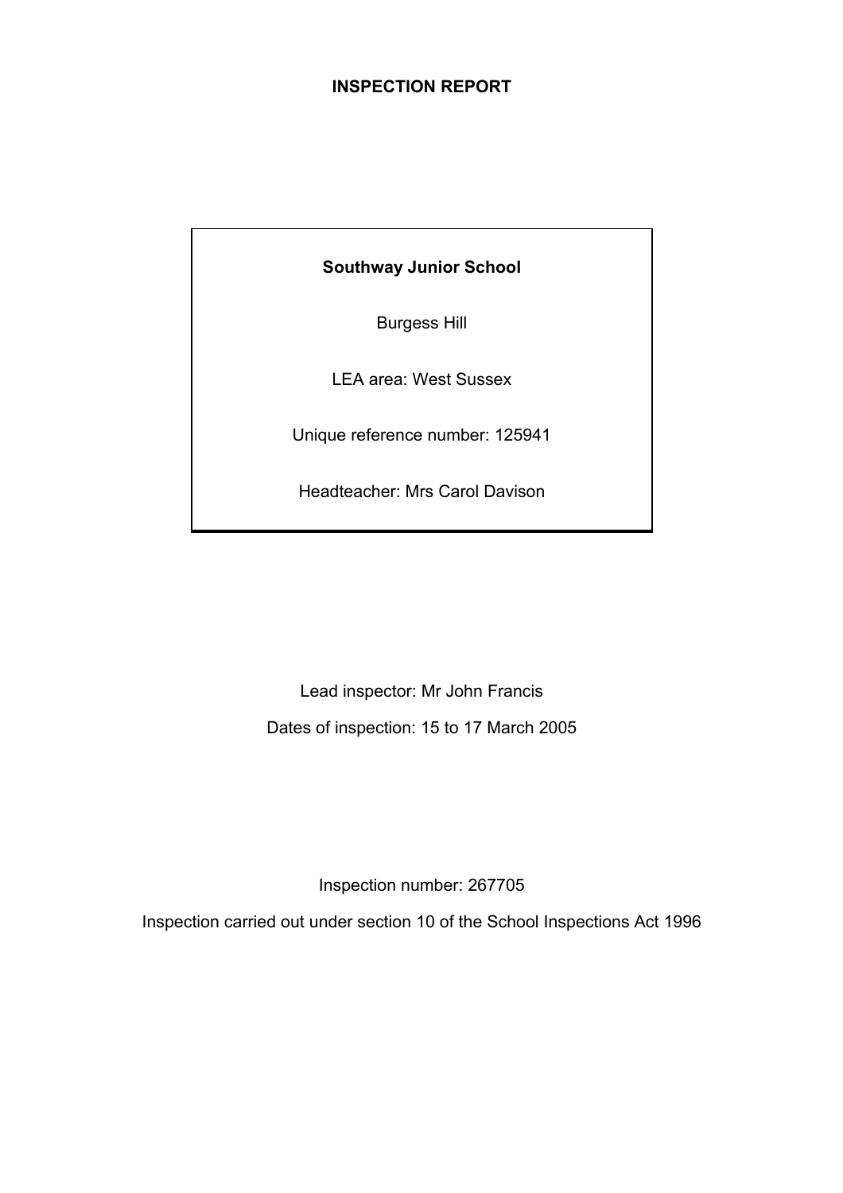# INSPECTION REPORT

**Southway Junior School**

Burgess Hill

LEA area: West Sussex

Unique reference number: 125941

Headteacher: Mrs Carol Davison

Lead inspector: Mr John Francis

Dates of inspection: 15 to 17 March 2005

Inspection number: 267705

Inspection carried out under section 10 of the School Inspections Act 1996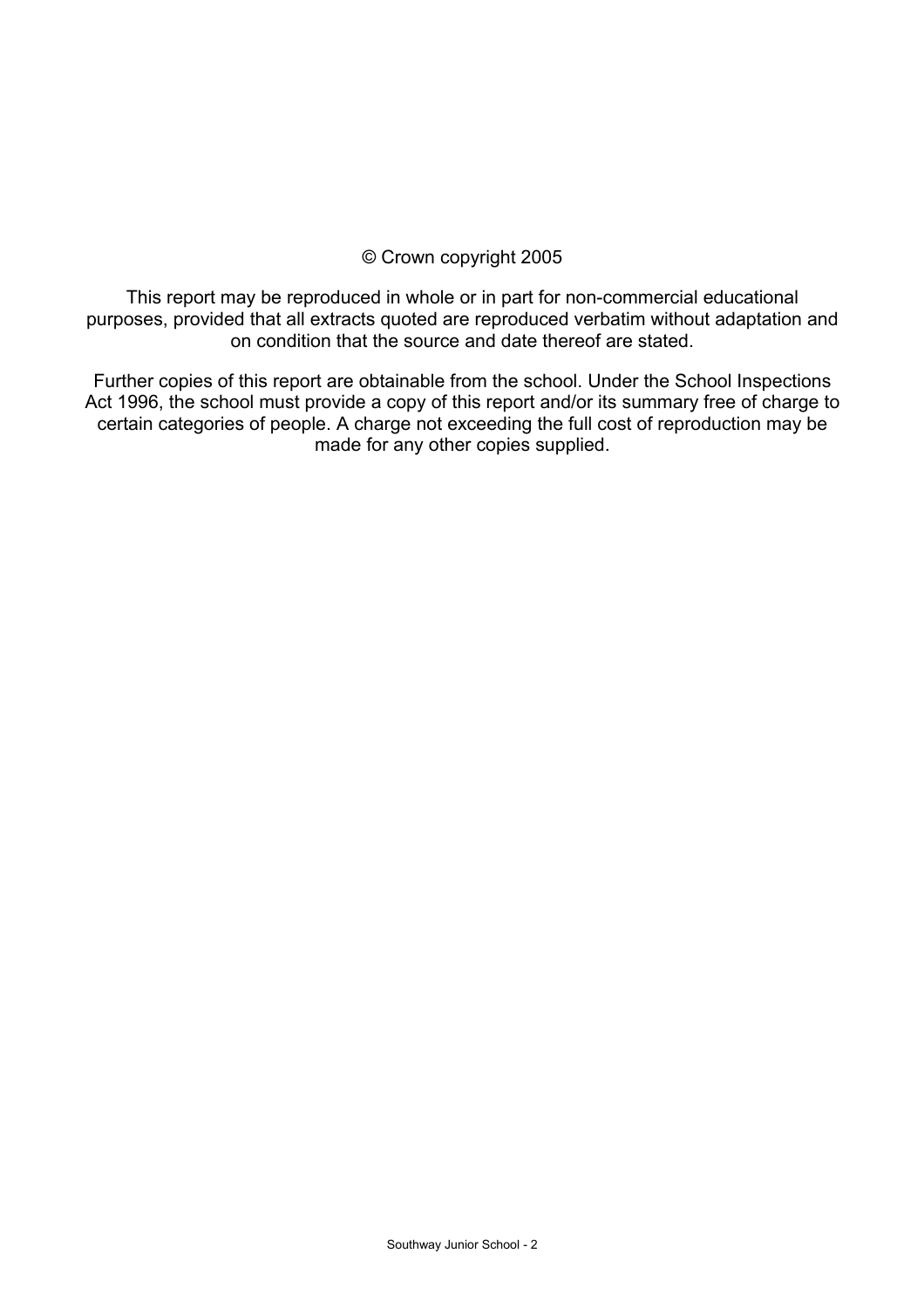© Crown copyright 2005

This report may be reproduced in whole or in part for non-commercial educational purposes, provided that all extracts quoted are reproduced verbatim without adaptation and on condition that the source and date thereof are stated.

Further copies of this report are obtainable from the school. Under the School Inspections Act 1996, the school must provide a copy of this report and/or its summary free of charge to certain categories of people. A charge not exceeding the full cost of reproduction may be made for any other copies supplied.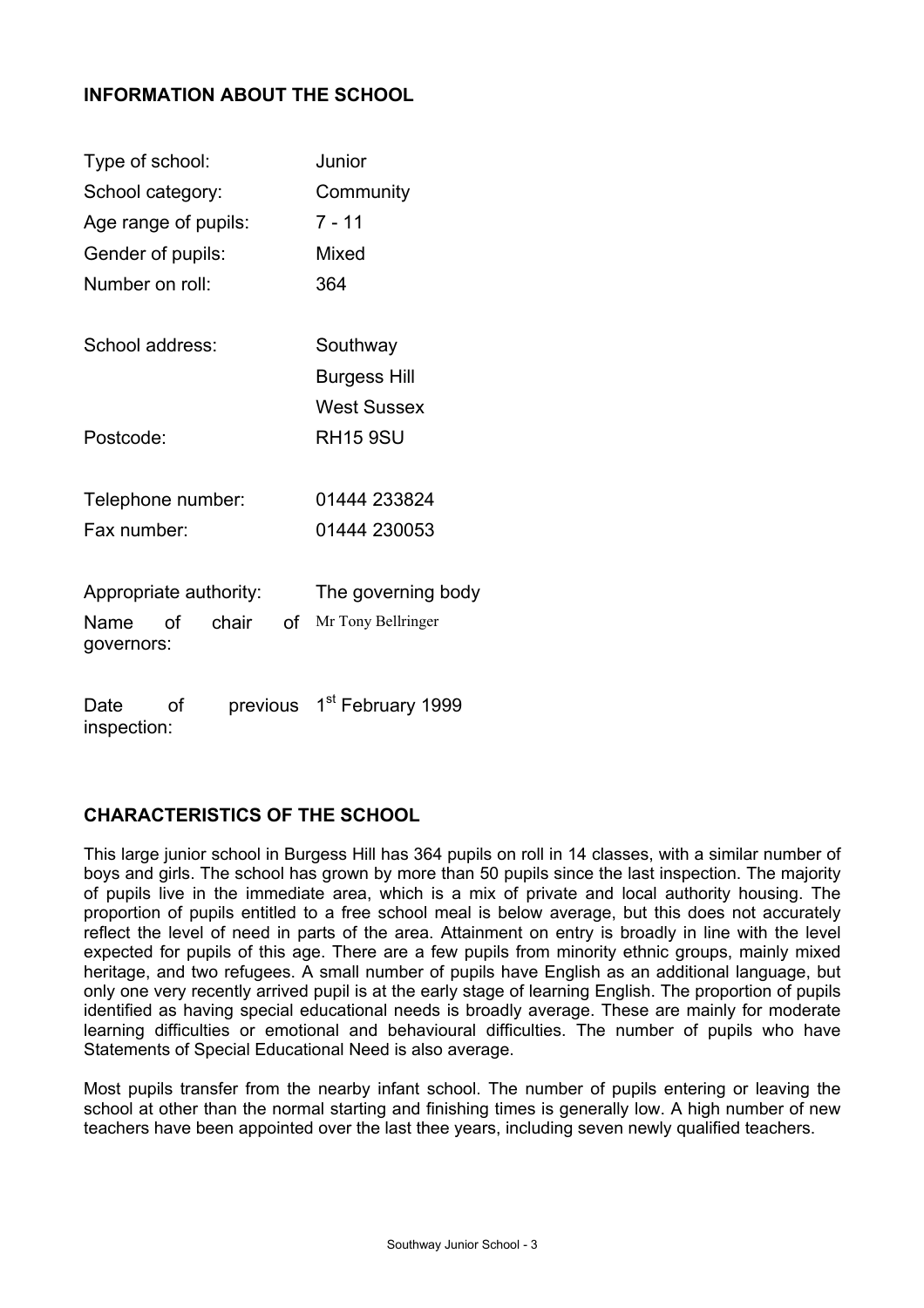## INFORMATION ABOUT THE SCHOOL

| | |
|---|---|
| Type of school: | Junior |
| School category: | Community |
| Age range of pupils: | 7 - 11 |
| Gender of pupils: | Mixed |
| Number on roll: | 364 |
| School address: | Southway<br>Burgess Hill<br>West Sussex |
| Postcode: | RH15 9SU |
| Telephone number: | 01444 233824 |
| Fax number: | 01444 230053 |
| Appropriate authority: | The governing body |
| Name of chair of governors: | Mr Tony Bellringer |
| Date of previous inspection: | 1st February 1999 |

## CHARACTERISTICS OF THE SCHOOL

This large junior school in Burgess Hill has 364 pupils on roll in 14 classes, with a similar number of boys and girls. The school has grown by more than 50 pupils since the last inspection. The majority of pupils live in the immediate area, which is a mix of private and local authority housing. The proportion of pupils entitled to a free school meal is below average, but this does not accurately reflect the level of need in parts of the area. Attainment on entry is broadly in line with the level expected for pupils of this age. There are a few pupils from minority ethnic groups, mainly mixed heritage, and two refugees. A small number of pupils have English as an additional language, but only one very recently arrived pupil is at the early stage of learning English. The proportion of pupils identified as having special educational needs is broadly average. These are mainly for moderate learning difficulties or emotional and behavioural difficulties. The number of pupils who have Statements of Special Educational Need is also average.

Most pupils transfer from the nearby infant school. The number of pupils entering or leaving the school at other than the normal starting and finishing times is generally low. A high number of new teachers have been appointed over the last thee years, including seven newly qualified teachers.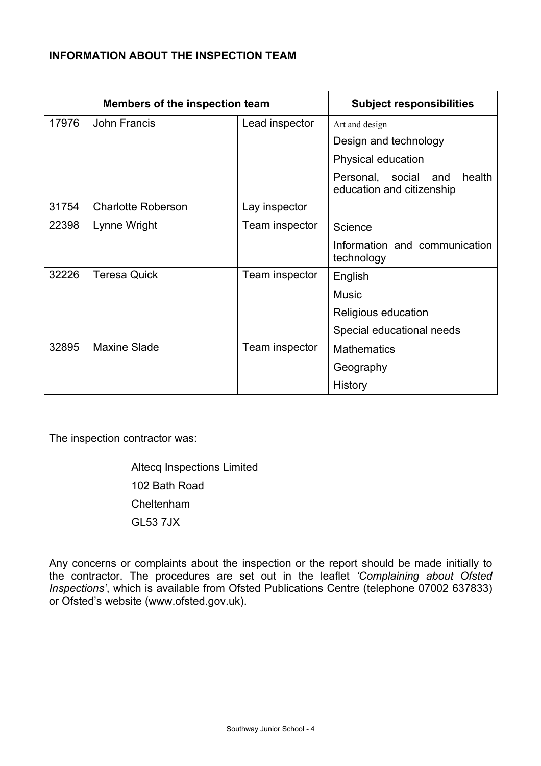## INFORMATION ABOUT THE INSPECTION TEAM

| Members of the inspection team | | | Subject responsibilities |
|---|---|---|---|
| 17976 | John Francis | Lead inspector | Art and design |
| | | | Design and technology |
| | | | Physical education |
| | | | Personal, social and health education and citizenship |
| 31754 | Charlotte Roberson | Lay inspector | |
| 22398 | Lynne Wright | Team inspector | Science |
| | | | Information and communication technology |
| 32226 | Teresa Quick | Team inspector | English |
| | | | Music |
| | | | Religious education |
| | | | Special educational needs |
| 32895 | Maxine Slade | Team inspector | Mathematics |
| | | | Geography |
| | | | History |

The inspection contractor was:

Altecq Inspections Limited
102 Bath Road
Cheltenham
GL53 7JX

Any concerns or complaints about the inspection or the report should be made initially to the contractor. The procedures are set out in the leaflet *'Complaining about Ofsted Inspections'*, which is available from Ofsted Publications Centre (telephone 07002 637833) or Ofsted's website (www.ofsted.gov.uk).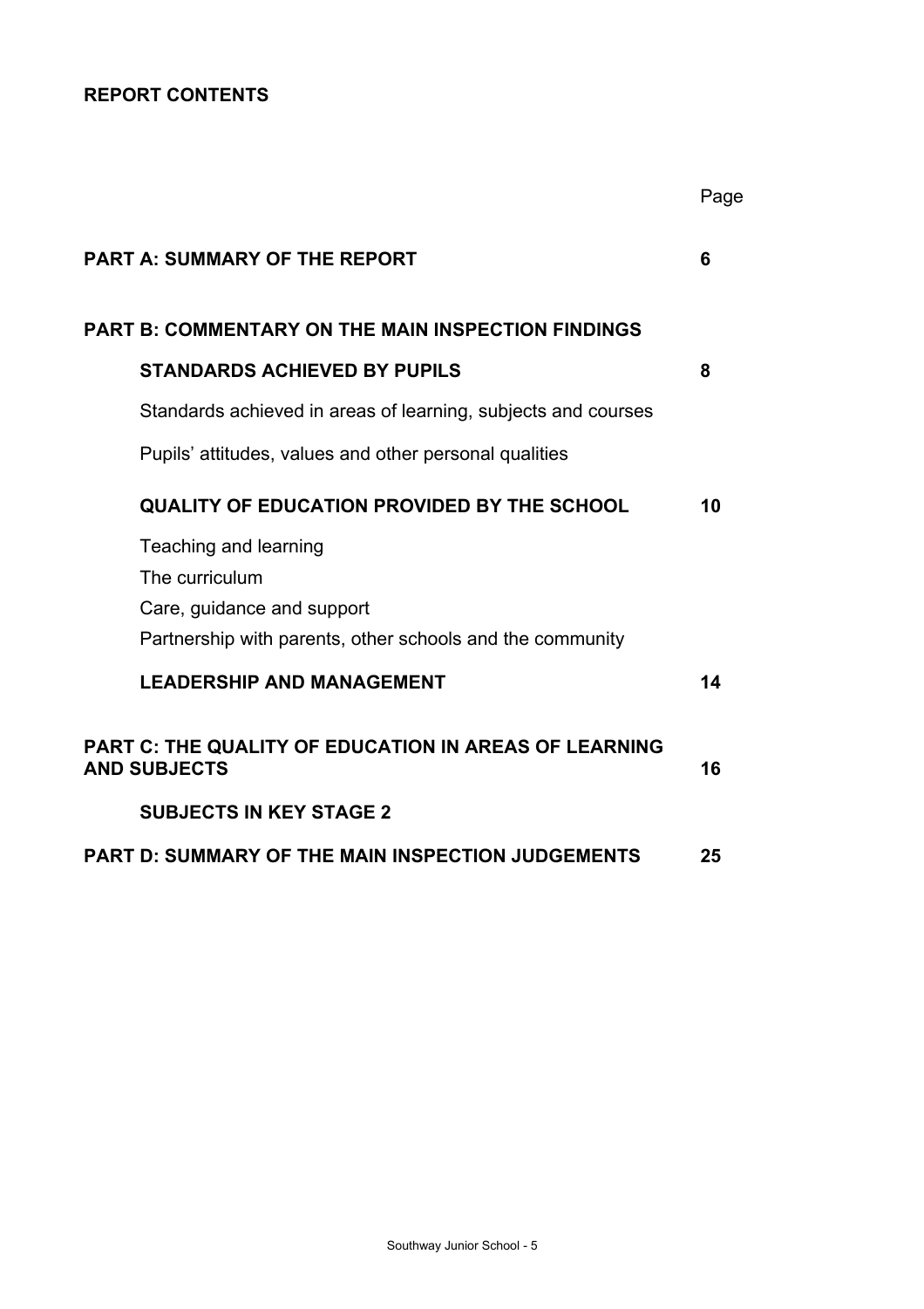**REPORT CONTENTS**

| | Page |
|---|---|
| **PART A: SUMMARY OF THE REPORT** | **6** |
| **PART B: COMMENTARY ON THE MAIN INSPECTION FINDINGS** | |
| **STANDARDS ACHIEVED BY PUPILS** | **8** |
| Standards achieved in areas of learning, subjects and courses | |
| Pupils' attitudes, values and other personal qualities | |
| **QUALITY OF EDUCATION PROVIDED BY THE SCHOOL** | **10** |
| Teaching and learning | |
| The curriculum | |
| Care, guidance and support | |
| Partnership with parents, other schools and the community | |
| **LEADERSHIP AND MANAGEMENT** | **14** |
| **PART C: THE QUALITY OF EDUCATION IN AREAS OF LEARNING AND SUBJECTS** | **16** |
| **SUBJECTS IN KEY STAGE 2** | |
| **PART D: SUMMARY OF THE MAIN INSPECTION JUDGEMENTS** | **25** |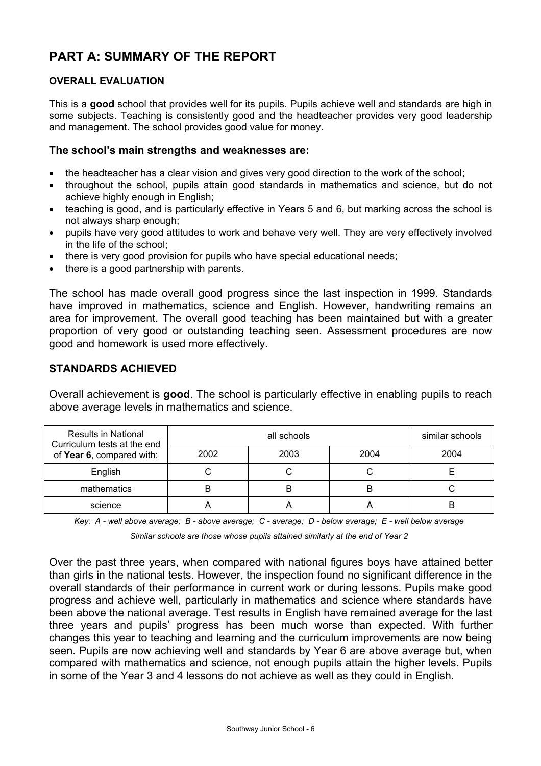# PART A: SUMMARY OF THE REPORT

### OVERALL EVALUATION

This is a **good** school that provides well for its pupils. Pupils achieve well and standards are high in some subjects. Teaching is consistently good and the headteacher provides very good leadership and management. The school provides good value for money.

### The school's main strengths and weaknesses are:

- the headteacher has a clear vision and gives very good direction to the work of the school;
- throughout the school, pupils attain good standards in mathematics and science, but do not achieve highly enough in English;
- teaching is good, and is particularly effective in Years 5 and 6, but marking across the school is not always sharp enough;
- pupils have very good attitudes to work and behave very well. They are very effectively involved in the life of the school;
- there is very good provision for pupils who have special educational needs;
- there is a good partnership with parents.

The school has made overall good progress since the last inspection in 1999. Standards have improved in mathematics, science and English. However, handwriting remains an area for improvement. The overall good teaching has been maintained but with a greater proportion of very good or outstanding teaching seen. Assessment procedures are now good and homework is used more effectively.

### STANDARDS ACHIEVED

Overall achievement is **good**. The school is particularly effective in enabling pupils to reach above average levels in mathematics and science.

| Results in National Curriculum tests at the end of **Year 6**, compared with: | all schools | | | similar schools |
|---|---|---|---|---|
| | 2002 | 2003 | 2004 | 2004 |
| English | C | C | C | E |
| mathematics | B | B | B | C |
| science | A | A | A | B |

*Key: A - well above average; B - above average; C - average; D - below average; E - well below average*

*Similar schools are those whose pupils attained similarly at the end of Year 2*

Over the past three years, when compared with national figures boys have attained better than girls in the national tests. However, the inspection found no significant difference in the overall standards of their performance in current work or during lessons. Pupils make good progress and achieve well, particularly in mathematics and science where standards have been above the national average. Test results in English have remained average for the last three years and pupils' progress has been much worse than expected. With further changes this year to teaching and learning and the curriculum improvements are now being seen. Pupils are now achieving well and standards by Year 6 are above average but, when compared with mathematics and science, not enough pupils attain the higher levels. Pupils in some of the Year 3 and 4 lessons do not achieve as well as they could in English.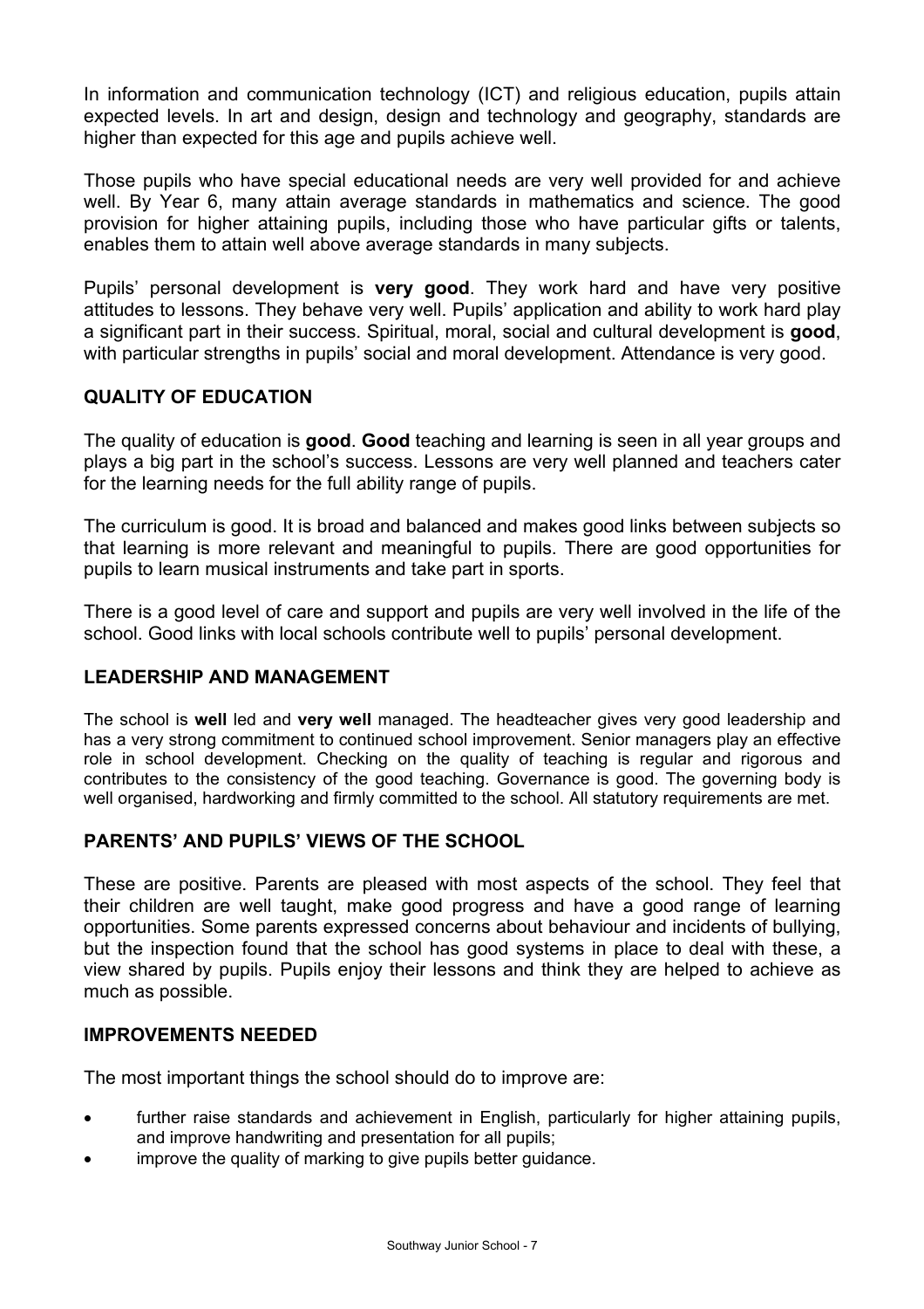In information and communication technology (ICT) and religious education, pupils attain expected levels. In art and design, design and technology and geography, standards are higher than expected for this age and pupils achieve well.

Those pupils who have special educational needs are very well provided for and achieve well. By Year 6, many attain average standards in mathematics and science. The good provision for higher attaining pupils, including those who have particular gifts or talents, enables them to attain well above average standards in many subjects.

Pupils' personal development is **very good**. They work hard and have very positive attitudes to lessons. They behave very well. Pupils' application and ability to work hard play a significant part in their success. Spiritual, moral, social and cultural development is **good**, with particular strengths in pupils' social and moral development. Attendance is very good.

## QUALITY OF EDUCATION

The quality of education is **good**. **Good** teaching and learning is seen in all year groups and plays a big part in the school's success. Lessons are very well planned and teachers cater for the learning needs for the full ability range of pupils.

The curriculum is good. It is broad and balanced and makes good links between subjects so that learning is more relevant and meaningful to pupils. There are good opportunities for pupils to learn musical instruments and take part in sports.

There is a good level of care and support and pupils are very well involved in the life of the school. Good links with local schools contribute well to pupils' personal development.

## LEADERSHIP AND MANAGEMENT

The school is **well** led and **very well** managed. The headteacher gives very good leadership and has a very strong commitment to continued school improvement. Senior managers play an effective role in school development. Checking on the quality of teaching is regular and rigorous and contributes to the consistency of the good teaching. Governance is good. The governing body is well organised, hardworking and firmly committed to the school. All statutory requirements are met.

## PARENTS' AND PUPILS' VIEWS OF THE SCHOOL

These are positive. Parents are pleased with most aspects of the school. They feel that their children are well taught, make good progress and have a good range of learning opportunities. Some parents expressed concerns about behaviour and incidents of bullying, but the inspection found that the school has good systems in place to deal with these, a view shared by pupils. Pupils enjoy their lessons and think they are helped to achieve as much as possible.

## IMPROVEMENTS NEEDED

The most important things the school should do to improve are:

- further raise standards and achievement in English, particularly for higher attaining pupils, and improve handwriting and presentation for all pupils;
- improve the quality of marking to give pupils better guidance.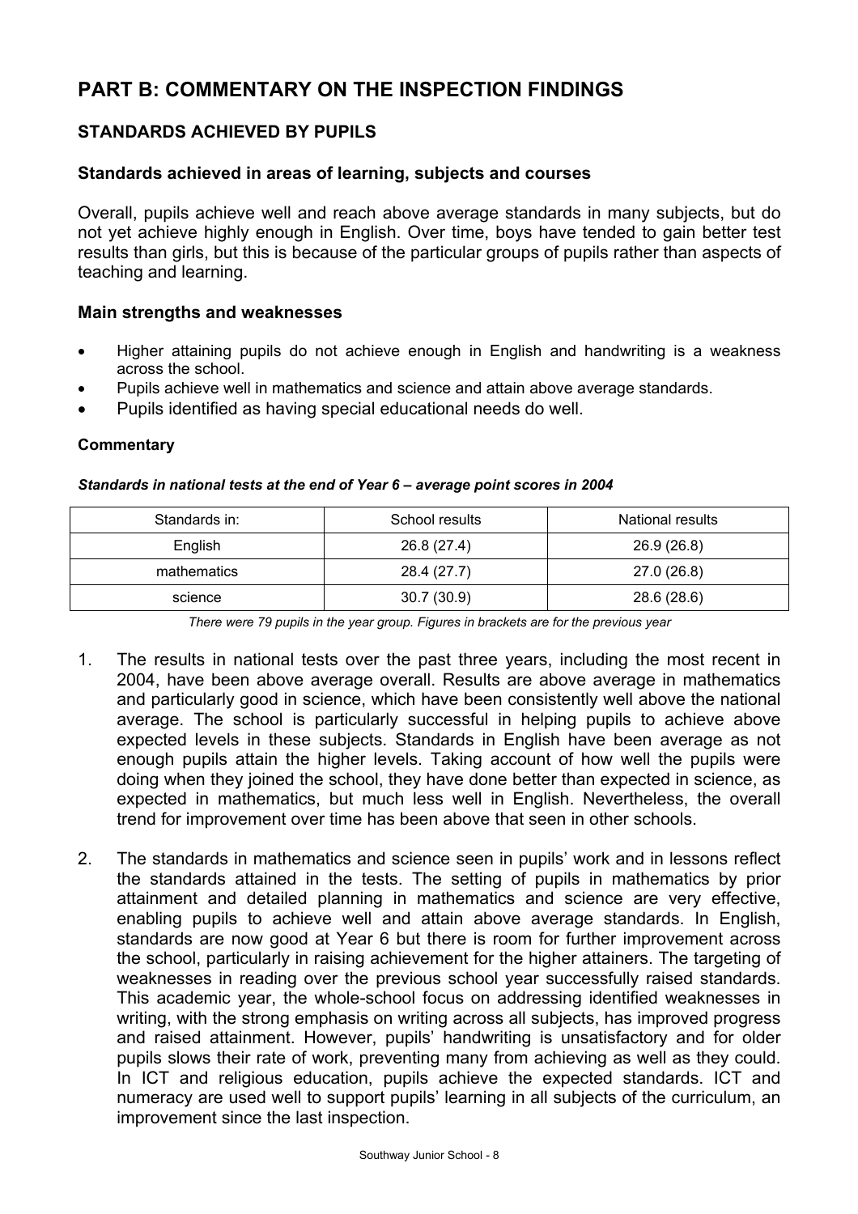# PART B: COMMENTARY ON THE INSPECTION FINDINGS

## STANDARDS ACHIEVED BY PUPILS

### Standards achieved in areas of learning, subjects and courses

Overall, pupils achieve well and reach above average standards in many subjects, but do not yet achieve highly enough in English. Over time, boys have tended to gain better test results than girls, but this is because of the particular groups of pupils rather than aspects of teaching and learning.

### Main strengths and weaknesses

- Higher attaining pupils do not achieve enough in English and handwriting is a weakness across the school.
- Pupils achieve well in mathematics and science and attain above average standards.
- Pupils identified as having special educational needs do well.

**Commentary**

***Standards in national tests at the end of Year 6 – average point scores in 2004***

| Standards in: | School results | National results |
|---|---|---|
| English | 26.8 (27.4) | 26.9 (26.8) |
| mathematics | 28.4 (27.7) | 27.0 (26.8) |
| science | 30.7 (30.9) | 28.6 (28.6) |

*There were 79 pupils in the year group. Figures in brackets are for the previous year*

1. The results in national tests over the past three years, including the most recent in 2004, have been above average overall. Results are above average in mathematics and particularly good in science, which have been consistently well above the national average. The school is particularly successful in helping pupils to achieve above expected levels in these subjects. Standards in English have been average as not enough pupils attain the higher levels. Taking account of how well the pupils were doing when they joined the school, they have done better than expected in science, as expected in mathematics, but much less well in English. Nevertheless, the overall trend for improvement over time has been above that seen in other schools.

2. The standards in mathematics and science seen in pupils' work and in lessons reflect the standards attained in the tests. The setting of pupils in mathematics by prior attainment and detailed planning in mathematics and science are very effective, enabling pupils to achieve well and attain above average standards. In English, standards are now good at Year 6 but there is room for further improvement across the school, particularly in raising achievement for the higher attainers. The targeting of weaknesses in reading over the previous school year successfully raised standards. This academic year, the whole-school focus on addressing identified weaknesses in writing, with the strong emphasis on writing across all subjects, has improved progress and raised attainment. However, pupils' handwriting is unsatisfactory and for older pupils slows their rate of work, preventing many from achieving as well as they could. In ICT and religious education, pupils achieve the expected standards. ICT and numeracy are used well to support pupils' learning in all subjects of the curriculum, an improvement since the last inspection.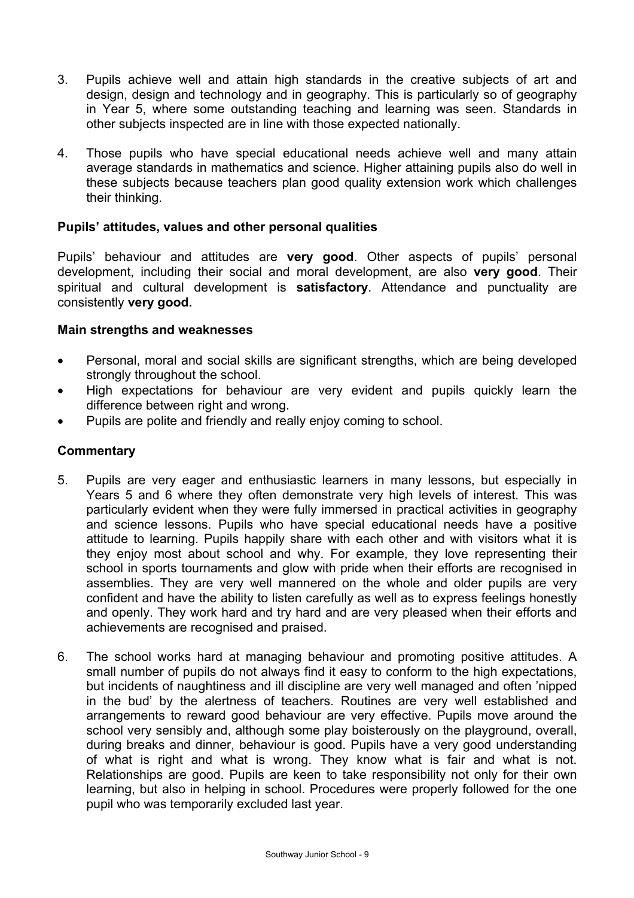3. Pupils achieve well and attain high standards in the creative subjects of art and design, design and technology and in geography. This is particularly so of geography in Year 5, where some outstanding teaching and learning was seen. Standards in other subjects inspected are in line with those expected nationally.

4. Those pupils who have special educational needs achieve well and many attain average standards in mathematics and science. Higher attaining pupils also do well in these subjects because teachers plan good quality extension work which challenges their thinking.

### Pupils' attitudes, values and other personal qualities

Pupils' behaviour and attitudes are **very good**. Other aspects of pupils' personal development, including their social and moral development, are also **very good**. Their spiritual and cultural development is **satisfactory**. Attendance and punctuality are consistently **very good.**

### Main strengths and weaknesses

- Personal, moral and social skills are significant strengths, which are being developed strongly throughout the school.
- High expectations for behaviour are very evident and pupils quickly learn the difference between right and wrong.
- Pupils are polite and friendly and really enjoy coming to school.

### Commentary

5. Pupils are very eager and enthusiastic learners in many lessons, but especially in Years 5 and 6 where they often demonstrate very high levels of interest. This was particularly evident when they were fully immersed in practical activities in geography and science lessons. Pupils who have special educational needs have a positive attitude to learning. Pupils happily share with each other and with visitors what it is they enjoy most about school and why. For example, they love representing their school in sports tournaments and glow with pride when their efforts are recognised in assemblies. They are very well mannered on the whole and older pupils are very confident and have the ability to listen carefully as well as to express feelings honestly and openly. They work hard and try hard and are very pleased when their efforts and achievements are recognised and praised.

6. The school works hard at managing behaviour and promoting positive attitudes. A small number of pupils do not always find it easy to conform to the high expectations, but incidents of naughtiness and ill discipline are very well managed and often 'nipped in the bud' by the alertness of teachers. Routines are very well established and arrangements to reward good behaviour are very effective. Pupils move around the school very sensibly and, although some play boisterously on the playground, overall, during breaks and dinner, behaviour is good. Pupils have a very good understanding of what is right and what is wrong. They know what is fair and what is not. Relationships are good. Pupils are keen to take responsibility not only for their own learning, but also in helping in school. Procedures were properly followed for the one pupil who was temporarily excluded last year.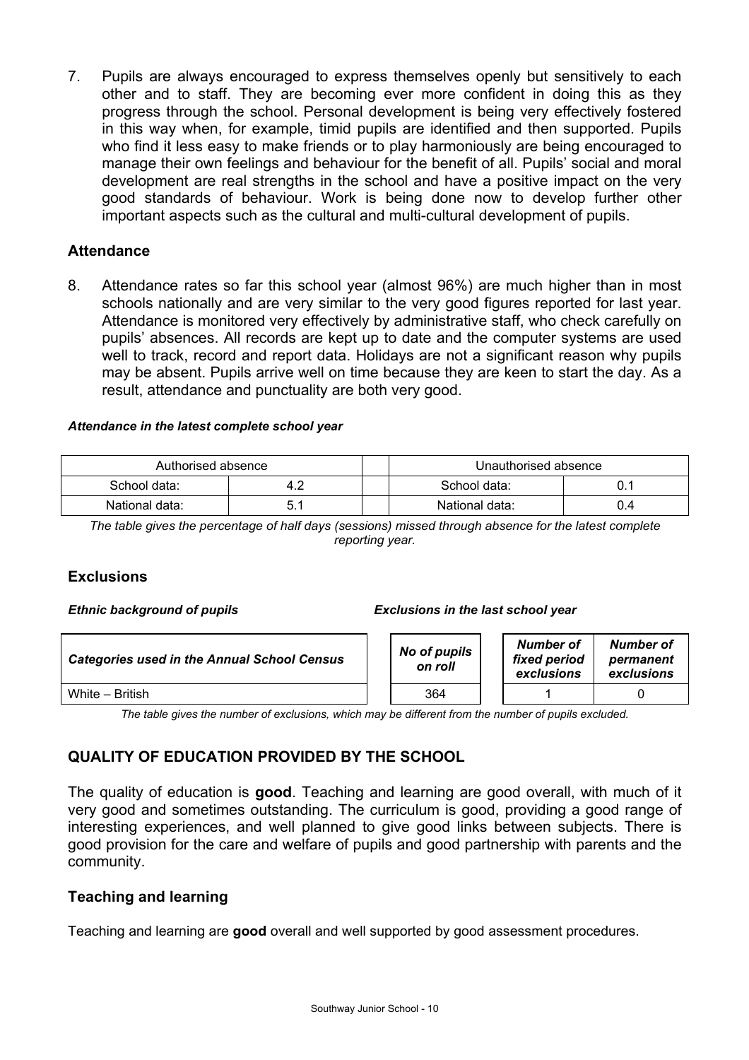7. Pupils are always encouraged to express themselves openly but sensitively to each other and to staff. They are becoming ever more confident in doing this as they progress through the school. Personal development is being very effectively fostered in this way when, for example, timid pupils are identified and then supported. Pupils who find it less easy to make friends or to play harmoniously are being encouraged to manage their own feelings and behaviour for the benefit of all. Pupils' social and moral development are real strengths in the school and have a positive impact on the very good standards of behaviour. Work is being done now to develop further other important aspects such as the cultural and multi-cultural development of pupils.

### Attendance

8. Attendance rates so far this school year (almost 96%) are much higher than in most schools nationally and are very similar to the very good figures reported for last year. Attendance is monitored very effectively by administrative staff, who check carefully on pupils' absences. All records are kept up to date and the computer systems are used well to track, record and report data. Holidays are not a significant reason why pupils may be absent. Pupils arrive well on time because they are keen to start the day. As a result, attendance and punctuality are both very good.

***Attendance in the latest complete school year***

| Authorised absence | | | Unauthorised absence | |
|---|---|---|---|---|
| School data: | 4.2 | | School data: | 0.1 |
| National data: | 5.1 | | National data: | 0.4 |

*The table gives the percentage of half days (sessions) missed through absence for the latest complete reporting year.*

### Exclusions

***Ethnic background of pupils*** ***Exclusions in the last school year***

| *Categories used in the Annual School Census* | *No of pupils on roll* | *Number of fixed period exclusions* | *Number of permanent exclusions* |
|---|---|---|---|
| White – British | 364 | 1 | 0 |

*The table gives the number of exclusions, which may be different from the number of pupils excluded.*

## QUALITY OF EDUCATION PROVIDED BY THE SCHOOL

The quality of education is **good**. Teaching and learning are good overall, with much of it very good and sometimes outstanding. The curriculum is good, providing a good range of interesting experiences, and well planned to give good links between subjects. There is good provision for the care and welfare of pupils and good partnership with parents and the community.

### Teaching and learning

Teaching and learning are **good** overall and well supported by good assessment procedures.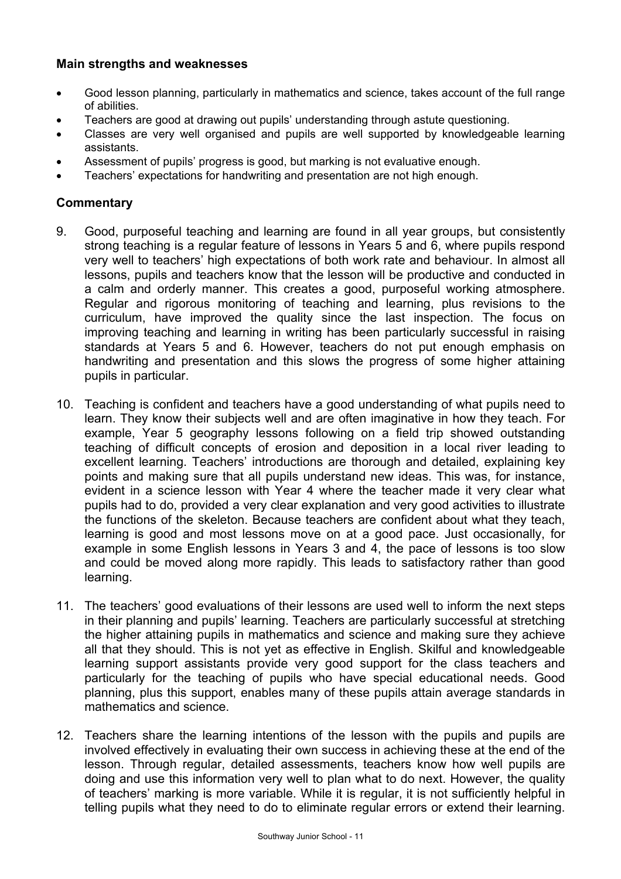**Main strengths and weaknesses**

- Good lesson planning, particularly in mathematics and science, takes account of the full range of abilities.
- Teachers are good at drawing out pupils' understanding through astute questioning.
- Classes are very well organised and pupils are well supported by knowledgeable learning assistants.
- Assessment of pupils' progress is good, but marking is not evaluative enough.
- Teachers' expectations for handwriting and presentation are not high enough.

## Commentary

9. Good, purposeful teaching and learning are found in all year groups, but consistently strong teaching is a regular feature of lessons in Years 5 and 6, where pupils respond very well to teachers' high expectations of both work rate and behaviour. In almost all lessons, pupils and teachers know that the lesson will be productive and conducted in a calm and orderly manner. This creates a good, purposeful working atmosphere. Regular and rigorous monitoring of teaching and learning, plus revisions to the curriculum, have improved the quality since the last inspection. The focus on improving teaching and learning in writing has been particularly successful in raising standards at Years 5 and 6. However, teachers do not put enough emphasis on handwriting and presentation and this slows the progress of some higher attaining pupils in particular.

10. Teaching is confident and teachers have a good understanding of what pupils need to learn. They know their subjects well and are often imaginative in how they teach. For example, Year 5 geography lessons following on a field trip showed outstanding teaching of difficult concepts of erosion and deposition in a local river leading to excellent learning. Teachers' introductions are thorough and detailed, explaining key points and making sure that all pupils understand new ideas. This was, for instance, evident in a science lesson with Year 4 where the teacher made it very clear what pupils had to do, provided a very clear explanation and very good activities to illustrate the functions of the skeleton. Because teachers are confident about what they teach, learning is good and most lessons move on at a good pace. Just occasionally, for example in some English lessons in Years 3 and 4, the pace of lessons is too slow and could be moved along more rapidly. This leads to satisfactory rather than good learning.

11. The teachers' good evaluations of their lessons are used well to inform the next steps in their planning and pupils' learning. Teachers are particularly successful at stretching the higher attaining pupils in mathematics and science and making sure they achieve all that they should. This is not yet as effective in English. Skilful and knowledgeable learning support assistants provide very good support for the class teachers and particularly for the teaching of pupils who have special educational needs. Good planning, plus this support, enables many of these pupils attain average standards in mathematics and science.

12. Teachers share the learning intentions of the lesson with the pupils and pupils are involved effectively in evaluating their own success in achieving these at the end of the lesson. Through regular, detailed assessments, teachers know how well pupils are doing and use this information very well to plan what to do next. However, the quality of teachers' marking is more variable. While it is regular, it is not sufficiently helpful in telling pupils what they need to do to eliminate regular errors or extend their learning.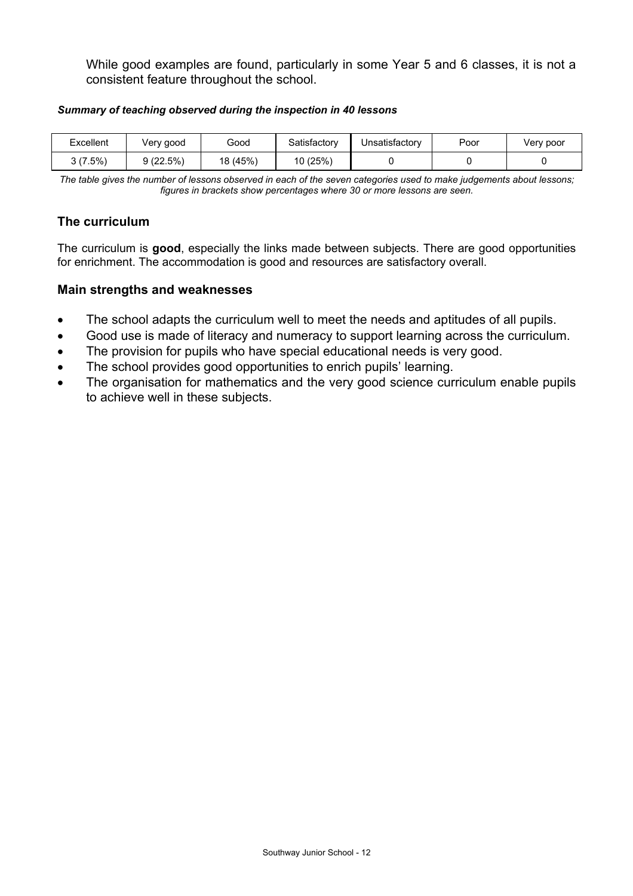While good examples are found, particularly in some Year 5 and 6 classes, it is not a consistent feature throughout the school.

***Summary of teaching observed during the inspection in 40 lessons***

| Excellent | Very good | Good | Satisfactory | Unsatisfactory | Poor | Very poor |
|---|---|---|---|---|---|---|
| 3 (7.5%) | 9 (22.5%) | 18 (45%) | 10 (25%) | 0 | 0 | 0 |

*The table gives the number of lessons observed in each of the seven categories used to make judgements about lessons; figures in brackets show percentages where 30 or more lessons are seen.*

### The curriculum

The curriculum is **good**, especially the links made between subjects. There are good opportunities for enrichment. The accommodation is good and resources are satisfactory overall.

### Main strengths and weaknesses

- The school adapts the curriculum well to meet the needs and aptitudes of all pupils.
- Good use is made of literacy and numeracy to support learning across the curriculum.
- The provision for pupils who have special educational needs is very good.
- The school provides good opportunities to enrich pupils' learning.
- The organisation for mathematics and the very good science curriculum enable pupils to achieve well in these subjects.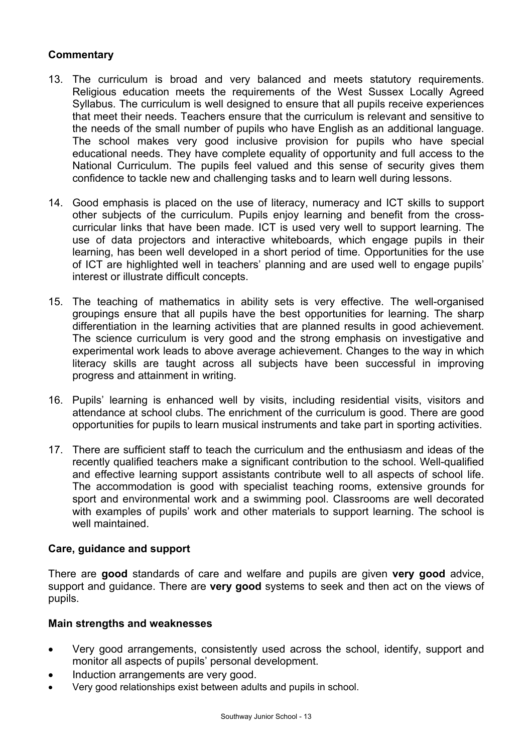## Commentary

13. The curriculum is broad and very balanced and meets statutory requirements. Religious education meets the requirements of the West Sussex Locally Agreed Syllabus. The curriculum is well designed to ensure that all pupils receive experiences that meet their needs. Teachers ensure that the curriculum is relevant and sensitive to the needs of the small number of pupils who have English as an additional language. The school makes very good inclusive provision for pupils who have special educational needs. They have complete equality of opportunity and full access to the National Curriculum. The pupils feel valued and this sense of security gives them confidence to tackle new and challenging tasks and to learn well during lessons.

14. Good emphasis is placed on the use of literacy, numeracy and ICT skills to support other subjects of the curriculum. Pupils enjoy learning and benefit from the cross-curricular links that have been made. ICT is used very well to support learning. The use of data projectors and interactive whiteboards, which engage pupils in their learning, has been well developed in a short period of time. Opportunities for the use of ICT are highlighted well in teachers' planning and are used well to engage pupils' interest or illustrate difficult concepts.

15. The teaching of mathematics in ability sets is very effective. The well-organised groupings ensure that all pupils have the best opportunities for learning. The sharp differentiation in the learning activities that are planned results in good achievement. The science curriculum is very good and the strong emphasis on investigative and experimental work leads to above average achievement. Changes to the way in which literacy skills are taught across all subjects have been successful in improving progress and attainment in writing.

16. Pupils' learning is enhanced well by visits, including residential visits, visitors and attendance at school clubs. The enrichment of the curriculum is good. There are good opportunities for pupils to learn musical instruments and take part in sporting activities.

17. There are sufficient staff to teach the curriculum and the enthusiasm and ideas of the recently qualified teachers make a significant contribution to the school. Well-qualified and effective learning support assistants contribute well to all aspects of school life. The accommodation is good with specialist teaching rooms, extensive grounds for sport and environmental work and a swimming pool. Classrooms are well decorated with examples of pupils' work and other materials to support learning. The school is well maintained.

## Care, guidance and support

There are **good** standards of care and welfare and pupils are given **very good** advice, support and guidance. There are **very good** systems to seek and then act on the views of pupils.

### Main strengths and weaknesses

- Very good arrangements, consistently used across the school, identify, support and monitor all aspects of pupils' personal development.
- Induction arrangements are very good.
- Very good relationships exist between adults and pupils in school.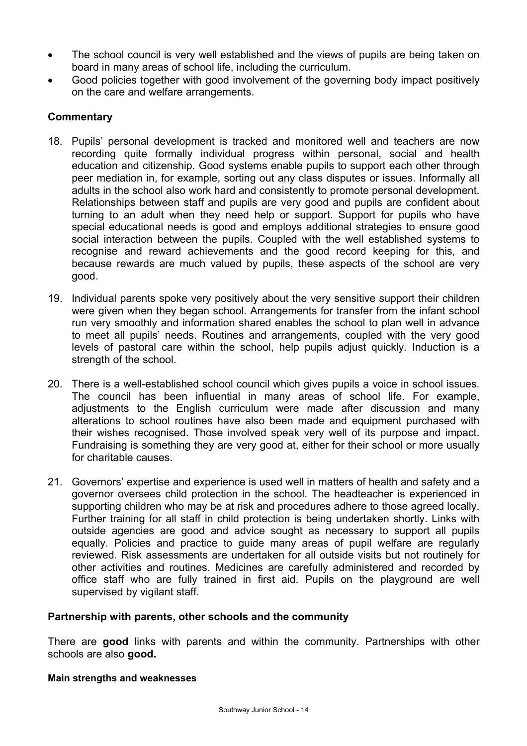- The school council is very well established and the views of pupils are being taken on board in many areas of school life, including the curriculum.
- Good policies together with good involvement of the governing body impact positively on the care and welfare arrangements.

### Commentary

18. Pupils' personal development is tracked and monitored well and teachers are now recording quite formally individual progress within personal, social and health education and citizenship. Good systems enable pupils to support each other through peer mediation in, for example, sorting out any class disputes or issues. Informally all adults in the school also work hard and consistently to promote personal development. Relationships between staff and pupils are very good and pupils are confident about turning to an adult when they need help or support. Support for pupils who have special educational needs is good and employs additional strategies to ensure good social interaction between the pupils. Coupled with the well established systems to recognise and reward achievements and the good record keeping for this, and because rewards are much valued by pupils, these aspects of the school are very good.

19. Individual parents spoke very positively about the very sensitive support their children were given when they began school. Arrangements for transfer from the infant school run very smoothly and information shared enables the school to plan well in advance to meet all pupils' needs. Routines and arrangements, coupled with the very good levels of pastoral care within the school, help pupils adjust quickly. Induction is a strength of the school.

20. There is a well-established school council which gives pupils a voice in school issues. The council has been influential in many areas of school life. For example, adjustments to the English curriculum were made after discussion and many alterations to school routines have also been made and equipment purchased with their wishes recognised. Those involved speak very well of its purpose and impact. Fundraising is something they are very good at, either for their school or more usually for charitable causes.

21. Governors' expertise and experience is used well in matters of health and safety and a governor oversees child protection in the school. The headteacher is experienced in supporting children who may be at risk and procedures adhere to those agreed locally. Further training for all staff in child protection is being undertaken shortly. Links with outside agencies are good and advice sought as necessary to support all pupils equally. Policies and practice to guide many areas of pupil welfare are regularly reviewed. Risk assessments are undertaken for all outside visits but not routinely for other activities and routines. Medicines are carefully administered and recorded by office staff who are fully trained in first aid. Pupils on the playground are well supervised by vigilant staff.

## Partnership with parents, other schools and the community

There are **good** links with parents and within the community. Partnerships with other schools are also **good.**

#### Main strengths and weaknesses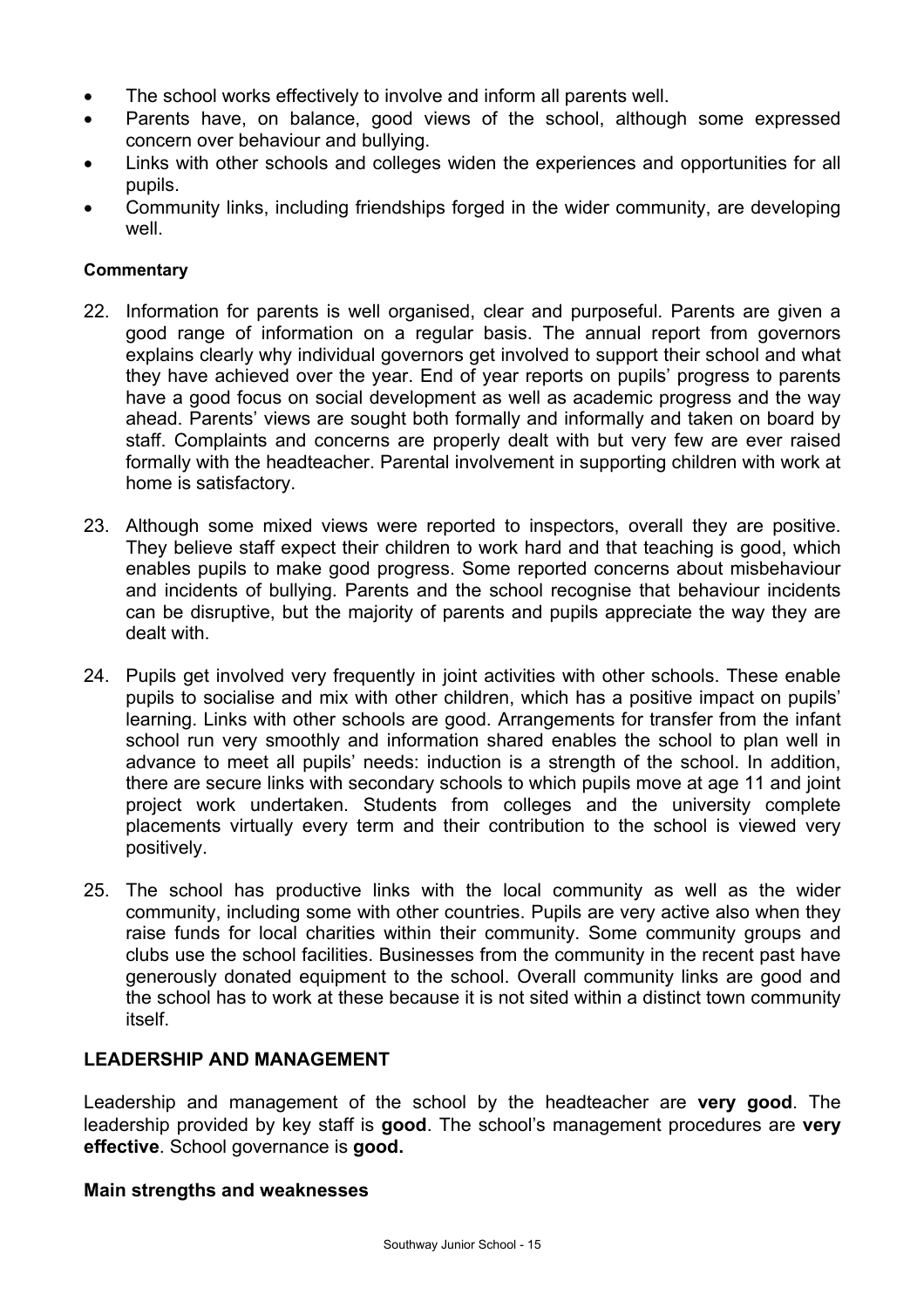- The school works effectively to involve and inform all parents well.
- Parents have, on balance, good views of the school, although some expressed concern over behaviour and bullying.
- Links with other schools and colleges widen the experiences and opportunities for all pupils.
- Community links, including friendships forged in the wider community, are developing well.

**Commentary**

22. Information for parents is well organised, clear and purposeful. Parents are given a good range of information on a regular basis. The annual report from governors explains clearly why individual governors get involved to support their school and what they have achieved over the year. End of year reports on pupils' progress to parents have a good focus on social development as well as academic progress and the way ahead. Parents' views are sought both formally and informally and taken on board by staff. Complaints and concerns are properly dealt with but very few are ever raised formally with the headteacher. Parental involvement in supporting children with work at home is satisfactory.

23. Although some mixed views were reported to inspectors, overall they are positive. They believe staff expect their children to work hard and that teaching is good, which enables pupils to make good progress. Some reported concerns about misbehaviour and incidents of bullying. Parents and the school recognise that behaviour incidents can be disruptive, but the majority of parents and pupils appreciate the way they are dealt with.

24. Pupils get involved very frequently in joint activities with other schools. These enable pupils to socialise and mix with other children, which has a positive impact on pupils' learning. Links with other schools are good. Arrangements for transfer from the infant school run very smoothly and information shared enables the school to plan well in advance to meet all pupils' needs: induction is a strength of the school. In addition, there are secure links with secondary schools to which pupils move at age 11 and joint project work undertaken. Students from colleges and the university complete placements virtually every term and their contribution to the school is viewed very positively.

25. The school has productive links with the local community as well as the wider community, including some with other countries. Pupils are very active also when they raise funds for local charities within their community. Some community groups and clubs use the school facilities. Businesses from the community in the recent past have generously donated equipment to the school. Overall community links are good and the school has to work at these because it is not sited within a distinct town community itself.

## LEADERSHIP AND MANAGEMENT

Leadership and management of the school by the headteacher are **very good**. The leadership provided by key staff is **good**. The school's management procedures are **very effective**. School governance is **good.**

### Main strengths and weaknesses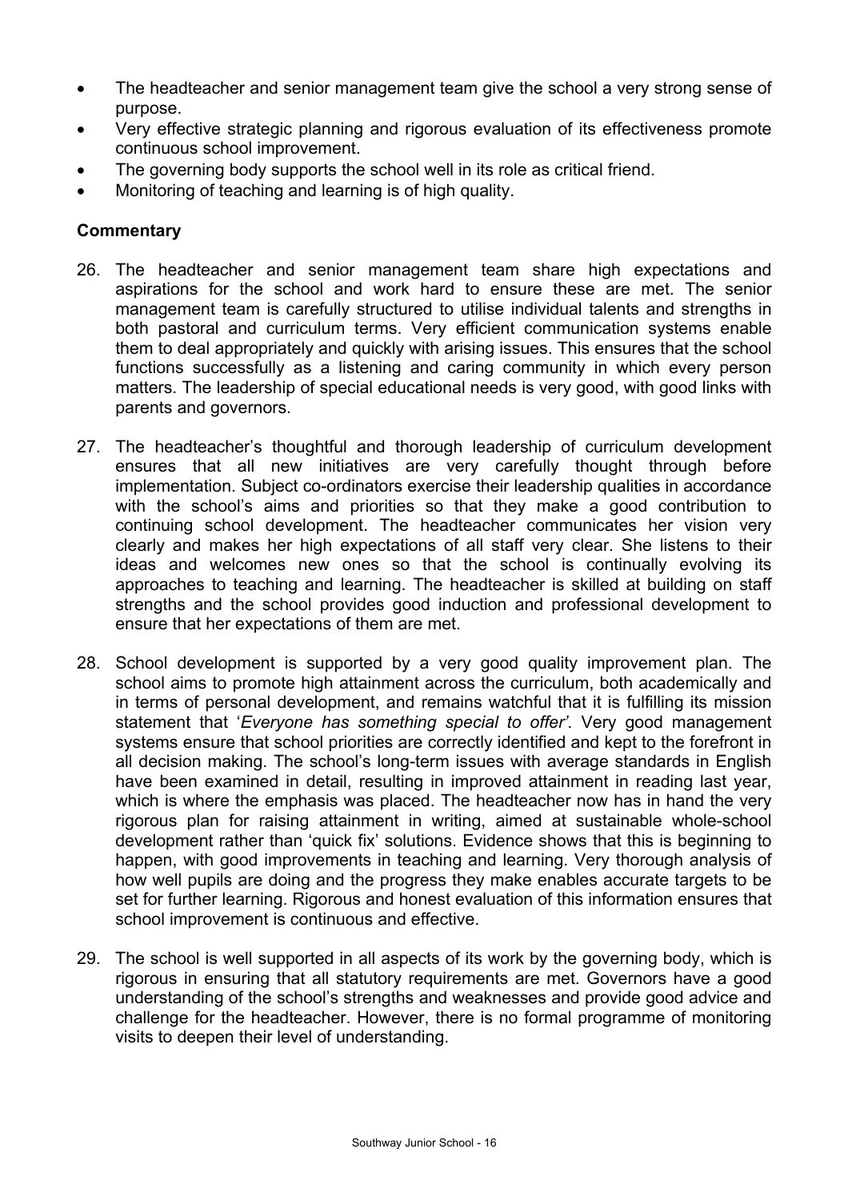- The headteacher and senior management team give the school a very strong sense of purpose.
- Very effective strategic planning and rigorous evaluation of its effectiveness promote continuous school improvement.
- The governing body supports the school well in its role as critical friend.
- Monitoring of teaching and learning is of high quality.

**Commentary**

26. The headteacher and senior management team share high expectations and aspirations for the school and work hard to ensure these are met. The senior management team is carefully structured to utilise individual talents and strengths in both pastoral and curriculum terms. Very efficient communication systems enable them to deal appropriately and quickly with arising issues. This ensures that the school functions successfully as a listening and caring community in which every person matters. The leadership of special educational needs is very good, with good links with parents and governors.

27. The headteacher's thoughtful and thorough leadership of curriculum development ensures that all new initiatives are very carefully thought through before implementation. Subject co-ordinators exercise their leadership qualities in accordance with the school's aims and priorities so that they make a good contribution to continuing school development. The headteacher communicates her vision very clearly and makes her high expectations of all staff very clear. She listens to their ideas and welcomes new ones so that the school is continually evolving its approaches to teaching and learning. The headteacher is skilled at building on staff strengths and the school provides good induction and professional development to ensure that her expectations of them are met.

28. School development is supported by a very good quality improvement plan. The school aims to promote high attainment across the curriculum, both academically and in terms of personal development, and remains watchful that it is fulfilling its mission statement that '*Everyone has something special to offer'.* Very good management systems ensure that school priorities are correctly identified and kept to the forefront in all decision making. The school's long-term issues with average standards in English have been examined in detail, resulting in improved attainment in reading last year, which is where the emphasis was placed. The headteacher now has in hand the very rigorous plan for raising attainment in writing, aimed at sustainable whole-school development rather than 'quick fix' solutions. Evidence shows that this is beginning to happen, with good improvements in teaching and learning. Very thorough analysis of how well pupils are doing and the progress they make enables accurate targets to be set for further learning. Rigorous and honest evaluation of this information ensures that school improvement is continuous and effective.

29. The school is well supported in all aspects of its work by the governing body, which is rigorous in ensuring that all statutory requirements are met. Governors have a good understanding of the school's strengths and weaknesses and provide good advice and challenge for the headteacher. However, there is no formal programme of monitoring visits to deepen their level of understanding.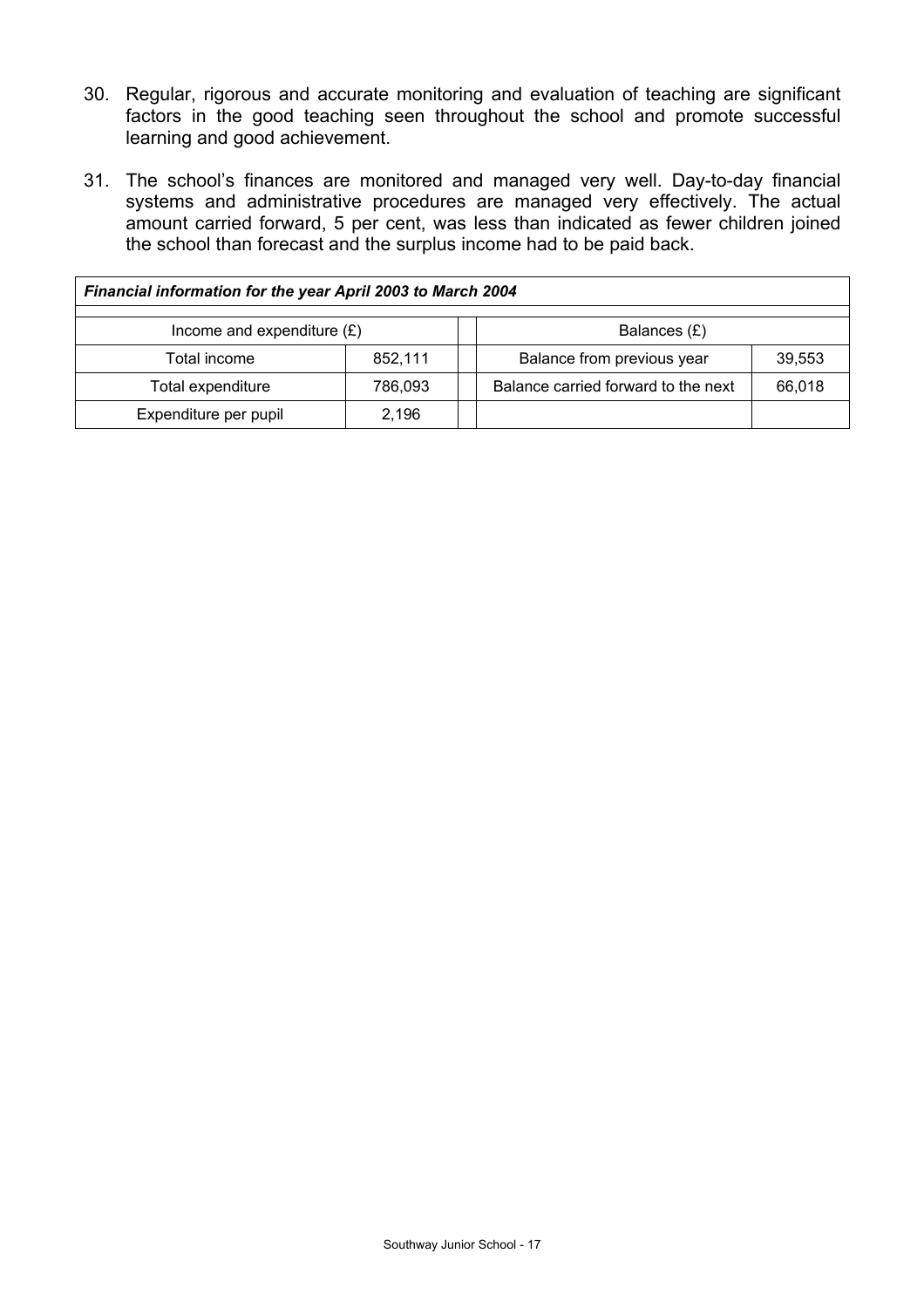30. Regular, rigorous and accurate monitoring and evaluation of teaching are significant factors in the good teaching seen throughout the school and promote successful learning and good achievement.

31. The school's finances are monitored and managed very well. Day-to-day financial systems and administrative procedures are managed very effectively. The actual amount carried forward, 5 per cent, was less than indicated as fewer children joined the school than forecast and the surplus income had to be paid back.

| ***Financial information for the year April 2003 to March 2004*** | | | | |
|---|---|---|---|---|
| Income and expenditure (£) | | | Balances (£) | |
| Total income | 852,111 | | Balance from previous year | 39,553 |
| Total expenditure | 786,093 | | Balance carried forward to the next | 66,018 |
| Expenditure per pupil | 2,196 | | | |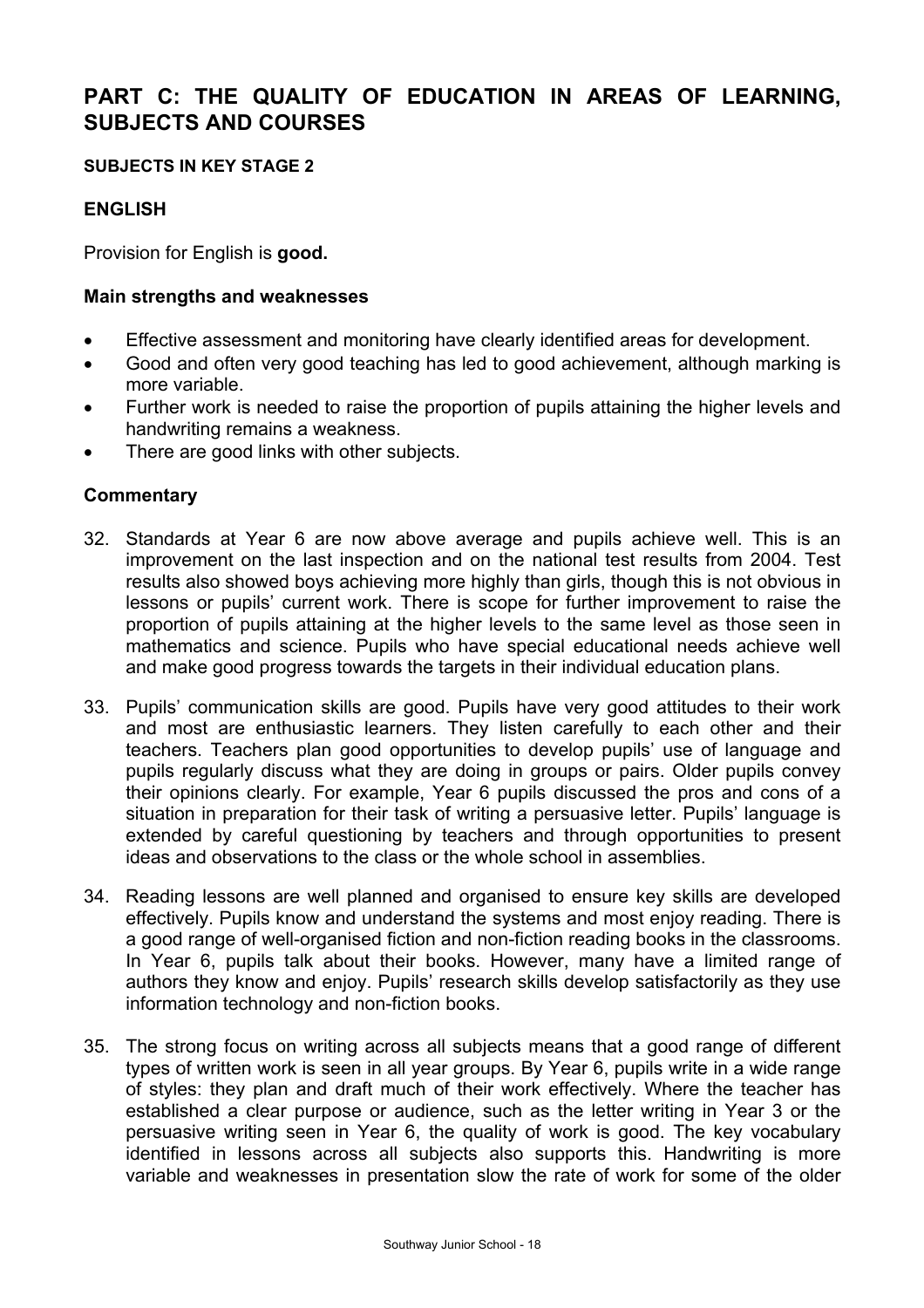# PART C: THE QUALITY OF EDUCATION IN AREAS OF LEARNING, SUBJECTS AND COURSES

#### SUBJECTS IN KEY STAGE 2

### ENGLISH

Provision for English is **good.**

#### Main strengths and weaknesses

- Effective assessment and monitoring have clearly identified areas for development.
- Good and often very good teaching has led to good achievement, although marking is more variable.
- Further work is needed to raise the proportion of pupils attaining the higher levels and handwriting remains a weakness.
- There are good links with other subjects.

#### Commentary

32. Standards at Year 6 are now above average and pupils achieve well. This is an improvement on the last inspection and on the national test results from 2004. Test results also showed boys achieving more highly than girls, though this is not obvious in lessons or pupils' current work. There is scope for further improvement to raise the proportion of pupils attaining at the higher levels to the same level as those seen in mathematics and science. Pupils who have special educational needs achieve well and make good progress towards the targets in their individual education plans.

33. Pupils' communication skills are good. Pupils have very good attitudes to their work and most are enthusiastic learners. They listen carefully to each other and their teachers. Teachers plan good opportunities to develop pupils' use of language and pupils regularly discuss what they are doing in groups or pairs. Older pupils convey their opinions clearly. For example, Year 6 pupils discussed the pros and cons of a situation in preparation for their task of writing a persuasive letter. Pupils' language is extended by careful questioning by teachers and through opportunities to present ideas and observations to the class or the whole school in assemblies.

34. Reading lessons are well planned and organised to ensure key skills are developed effectively. Pupils know and understand the systems and most enjoy reading. There is a good range of well-organised fiction and non-fiction reading books in the classrooms. In Year 6, pupils talk about their books. However, many have a limited range of authors they know and enjoy. Pupils' research skills develop satisfactorily as they use information technology and non-fiction books.

35. The strong focus on writing across all subjects means that a good range of different types of written work is seen in all year groups. By Year 6, pupils write in a wide range of styles: they plan and draft much of their work effectively. Where the teacher has established a clear purpose or audience, such as the letter writing in Year 3 or the persuasive writing seen in Year 6, the quality of work is good. The key vocabulary identified in lessons across all subjects also supports this. Handwriting is more variable and weaknesses in presentation slow the rate of work for some of the older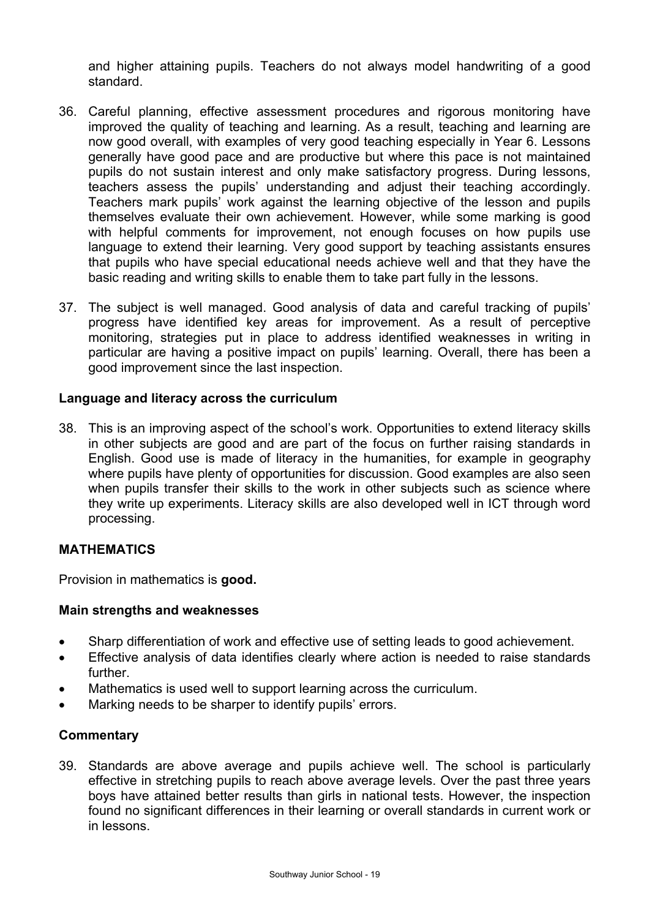and higher attaining pupils. Teachers do not always model handwriting of a good standard.

36. Careful planning, effective assessment procedures and rigorous monitoring have improved the quality of teaching and learning. As a result, teaching and learning are now good overall, with examples of very good teaching especially in Year 6. Lessons generally have good pace and are productive but where this pace is not maintained pupils do not sustain interest and only make satisfactory progress. During lessons, teachers assess the pupils' understanding and adjust their teaching accordingly. Teachers mark pupils' work against the learning objective of the lesson and pupils themselves evaluate their own achievement. However, while some marking is good with helpful comments for improvement, not enough focuses on how pupils use language to extend their learning. Very good support by teaching assistants ensures that pupils who have special educational needs achieve well and that they have the basic reading and writing skills to enable them to take part fully in the lessons.

37. The subject is well managed. Good analysis of data and careful tracking of pupils' progress have identified key areas for improvement. As a result of perceptive monitoring, strategies put in place to address identified weaknesses in writing in particular are having a positive impact on pupils' learning. Overall, there has been a good improvement since the last inspection.

### Language and literacy across the curriculum

38. This is an improving aspect of the school's work. Opportunities to extend literacy skills in other subjects are good and are part of the focus on further raising standards in English. Good use is made of literacy in the humanities, for example in geography where pupils have plenty of opportunities for discussion. Good examples are also seen when pupils transfer their skills to the work in other subjects such as science where they write up experiments. Literacy skills are also developed well in ICT through word processing.

## MATHEMATICS

Provision in mathematics is **good.**

### Main strengths and weaknesses

- Sharp differentiation of work and effective use of setting leads to good achievement.
- Effective analysis of data identifies clearly where action is needed to raise standards further.
- Mathematics is used well to support learning across the curriculum.
- Marking needs to be sharper to identify pupils' errors.

### Commentary

39. Standards are above average and pupils achieve well. The school is particularly effective in stretching pupils to reach above average levels. Over the past three years boys have attained better results than girls in national tests. However, the inspection found no significant differences in their learning or overall standards in current work or in lessons.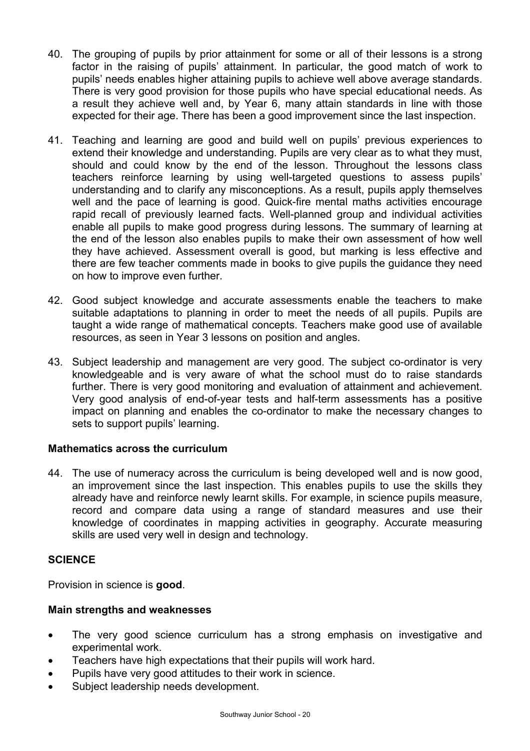40. The grouping of pupils by prior attainment for some or all of their lessons is a strong factor in the raising of pupils' attainment. In particular, the good match of work to pupils' needs enables higher attaining pupils to achieve well above average standards. There is very good provision for those pupils who have special educational needs. As a result they achieve well and, by Year 6, many attain standards in line with those expected for their age. There has been a good improvement since the last inspection.

41. Teaching and learning are good and build well on pupils' previous experiences to extend their knowledge and understanding. Pupils are very clear as to what they must, should and could know by the end of the lesson. Throughout the lessons class teachers reinforce learning by using well-targeted questions to assess pupils' understanding and to clarify any misconceptions. As a result, pupils apply themselves well and the pace of learning is good. Quick-fire mental maths activities encourage rapid recall of previously learned facts. Well-planned group and individual activities enable all pupils to make good progress during lessons. The summary of learning at the end of the lesson also enables pupils to make their own assessment of how well they have achieved. Assessment overall is good, but marking is less effective and there are few teacher comments made in books to give pupils the guidance they need on how to improve even further.

42. Good subject knowledge and accurate assessments enable the teachers to make suitable adaptations to planning in order to meet the needs of all pupils. Pupils are taught a wide range of mathematical concepts. Teachers make good use of available resources, as seen in Year 3 lessons on position and angles.

43. Subject leadership and management are very good. The subject co-ordinator is very knowledgeable and is very aware of what the school must do to raise standards further. There is very good monitoring and evaluation of attainment and achievement. Very good analysis of end-of-year tests and half-term assessments has a positive impact on planning and enables the co-ordinator to make the necessary changes to sets to support pupils' learning.

### Mathematics across the curriculum

44. The use of numeracy across the curriculum is being developed well and is now good, an improvement since the last inspection. This enables pupils to use the skills they already have and reinforce newly learnt skills. For example, in science pupils measure, record and compare data using a range of standard measures and use their knowledge of coordinates in mapping activities in geography. Accurate measuring skills are used very well in design and technology.

## SCIENCE

Provision in science is **good**.

### Main strengths and weaknesses

- The very good science curriculum has a strong emphasis on investigative and experimental work.
- Teachers have high expectations that their pupils will work hard.
- Pupils have very good attitudes to their work in science.
- Subject leadership needs development.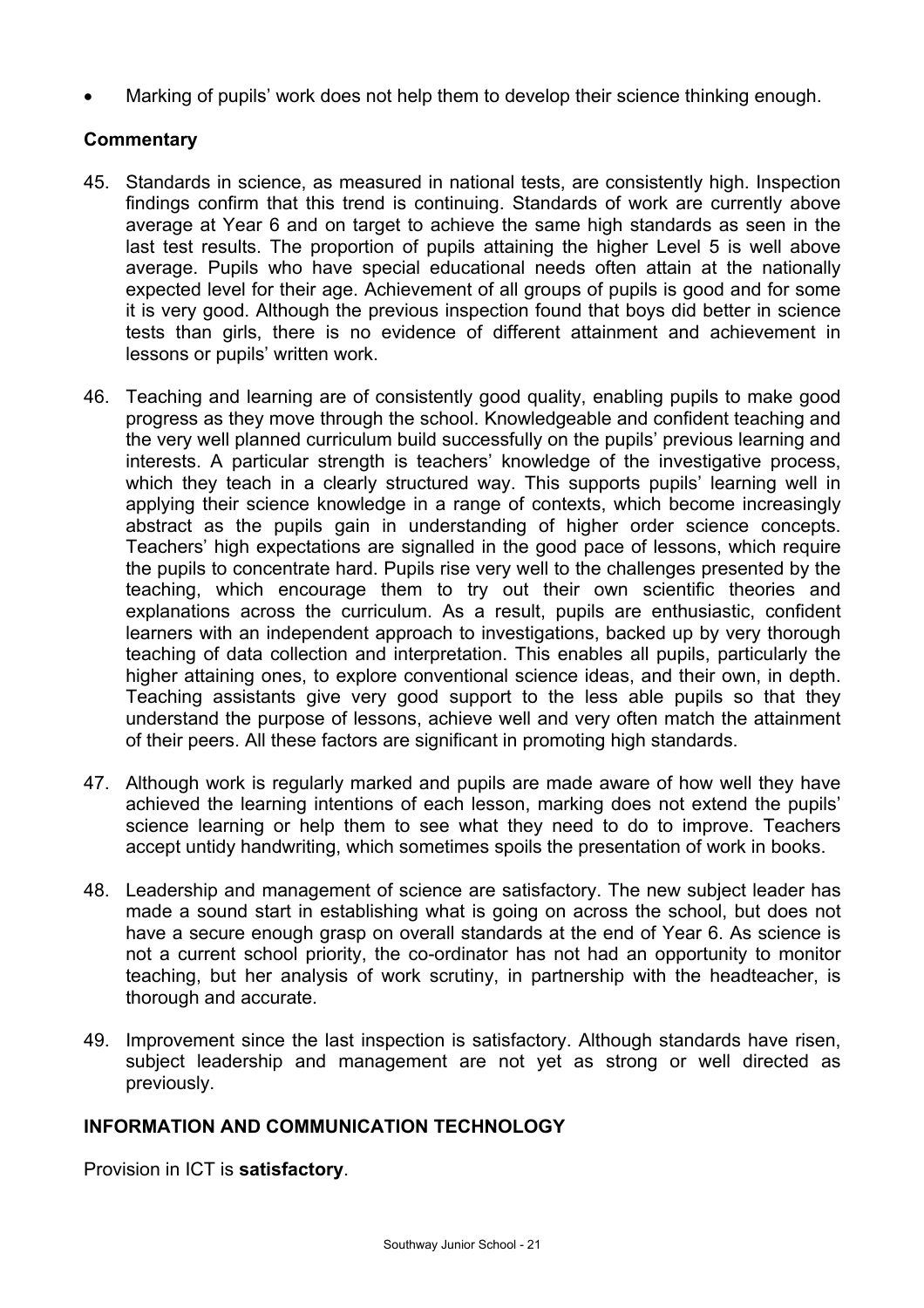- Marking of pupils' work does not help them to develop their science thinking enough.

**Commentary**

45. Standards in science, as measured in national tests, are consistently high. Inspection findings confirm that this trend is continuing. Standards of work are currently above average at Year 6 and on target to achieve the same high standards as seen in the last test results. The proportion of pupils attaining the higher Level 5 is well above average. Pupils who have special educational needs often attain at the nationally expected level for their age. Achievement of all groups of pupils is good and for some it is very good. Although the previous inspection found that boys did better in science tests than girls, there is no evidence of different attainment and achievement in lessons or pupils' written work.

46. Teaching and learning are of consistently good quality, enabling pupils to make good progress as they move through the school. Knowledgeable and confident teaching and the very well planned curriculum build successfully on the pupils' previous learning and interests. A particular strength is teachers' knowledge of the investigative process, which they teach in a clearly structured way. This supports pupils' learning well in applying their science knowledge in a range of contexts, which become increasingly abstract as the pupils gain in understanding of higher order science concepts. Teachers' high expectations are signalled in the good pace of lessons, which require the pupils to concentrate hard. Pupils rise very well to the challenges presented by the teaching, which encourage them to try out their own scientific theories and explanations across the curriculum. As a result, pupils are enthusiastic, confident learners with an independent approach to investigations, backed up by very thorough teaching of data collection and interpretation. This enables all pupils, particularly the higher attaining ones, to explore conventional science ideas, and their own, in depth. Teaching assistants give very good support to the less able pupils so that they understand the purpose of lessons, achieve well and very often match the attainment of their peers. All these factors are significant in promoting high standards.

47. Although work is regularly marked and pupils are made aware of how well they have achieved the learning intentions of each lesson, marking does not extend the pupils' science learning or help them to see what they need to do to improve. Teachers accept untidy handwriting, which sometimes spoils the presentation of work in books.

48. Leadership and management of science are satisfactory. The new subject leader has made a sound start in establishing what is going on across the school, but does not have a secure enough grasp on overall standards at the end of Year 6. As science is not a current school priority, the co-ordinator has not had an opportunity to monitor teaching, but her analysis of work scrutiny, in partnership with the headteacher, is thorough and accurate.

49. Improvement since the last inspection is satisfactory. Although standards have risen, subject leadership and management are not yet as strong or well directed as previously.

## INFORMATION AND COMMUNICATION TECHNOLOGY

Provision in ICT is **satisfactory**.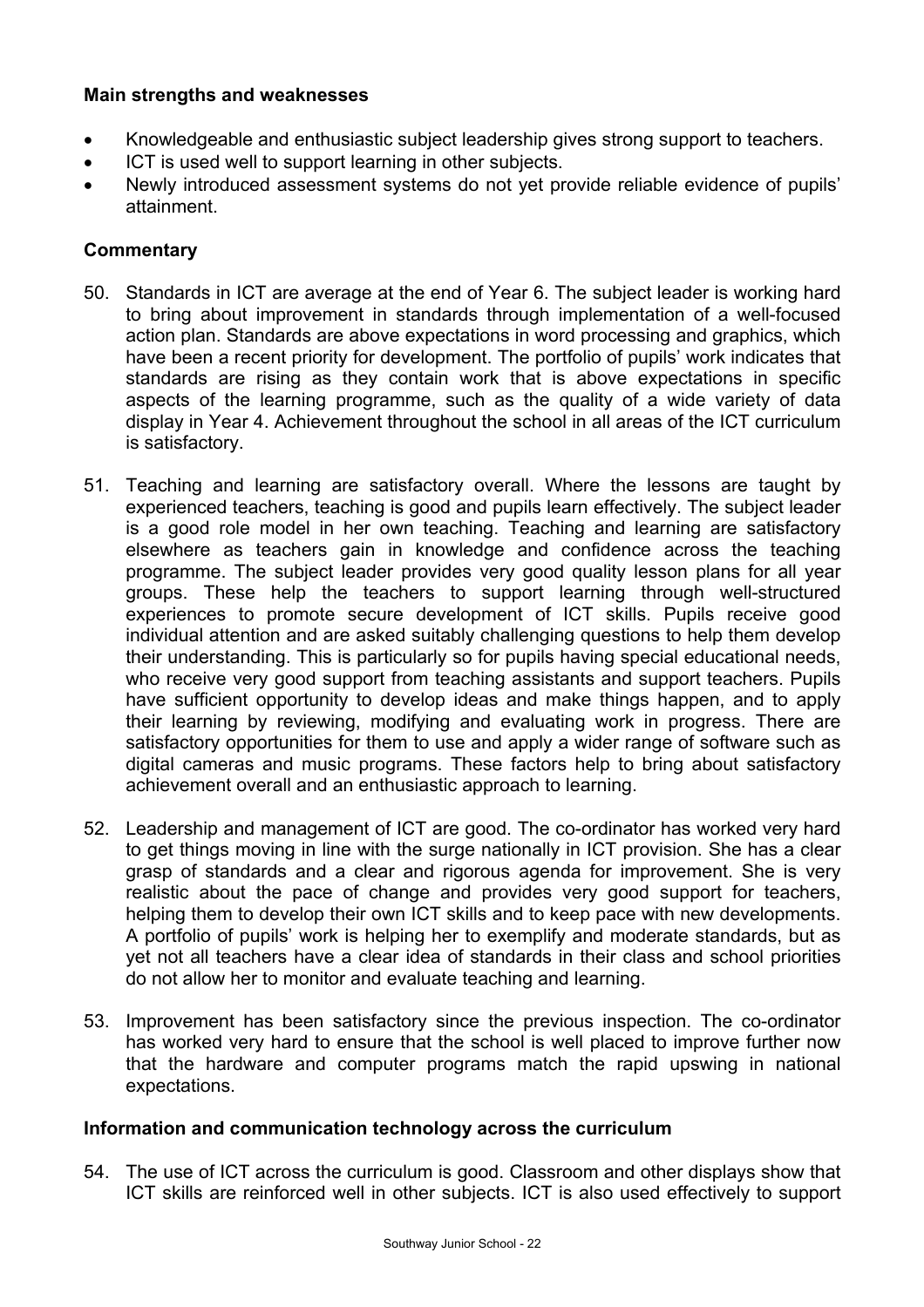**Main strengths and weaknesses**

- Knowledgeable and enthusiastic subject leadership gives strong support to teachers.
- ICT is used well to support learning in other subjects.
- Newly introduced assessment systems do not yet provide reliable evidence of pupils' attainment.

**Commentary**

50. Standards in ICT are average at the end of Year 6. The subject leader is working hard to bring about improvement in standards through implementation of a well-focused action plan. Standards are above expectations in word processing and graphics, which have been a recent priority for development. The portfolio of pupils' work indicates that standards are rising as they contain work that is above expectations in specific aspects of the learning programme, such as the quality of a wide variety of data display in Year 4. Achievement throughout the school in all areas of the ICT curriculum is satisfactory.

51. Teaching and learning are satisfactory overall. Where the lessons are taught by experienced teachers, teaching is good and pupils learn effectively. The subject leader is a good role model in her own teaching. Teaching and learning are satisfactory elsewhere as teachers gain in knowledge and confidence across the teaching programme. The subject leader provides very good quality lesson plans for all year groups. These help the teachers to support learning through well-structured experiences to promote secure development of ICT skills. Pupils receive good individual attention and are asked suitably challenging questions to help them develop their understanding. This is particularly so for pupils having special educational needs, who receive very good support from teaching assistants and support teachers. Pupils have sufficient opportunity to develop ideas and make things happen, and to apply their learning by reviewing, modifying and evaluating work in progress. There are satisfactory opportunities for them to use and apply a wider range of software such as digital cameras and music programs. These factors help to bring about satisfactory achievement overall and an enthusiastic approach to learning.

52. Leadership and management of ICT are good. The co-ordinator has worked very hard to get things moving in line with the surge nationally in ICT provision. She has a clear grasp of standards and a clear and rigorous agenda for improvement. She is very realistic about the pace of change and provides very good support for teachers, helping them to develop their own ICT skills and to keep pace with new developments. A portfolio of pupils' work is helping her to exemplify and moderate standards, but as yet not all teachers have a clear idea of standards in their class and school priorities do not allow her to monitor and evaluate teaching and learning.

53. Improvement has been satisfactory since the previous inspection. The co-ordinator has worked very hard to ensure that the school is well placed to improve further now that the hardware and computer programs match the rapid upswing in national expectations.

**Information and communication technology across the curriculum**

54. The use of ICT across the curriculum is good. Classroom and other displays show that ICT skills are reinforced well in other subjects. ICT is also used effectively to support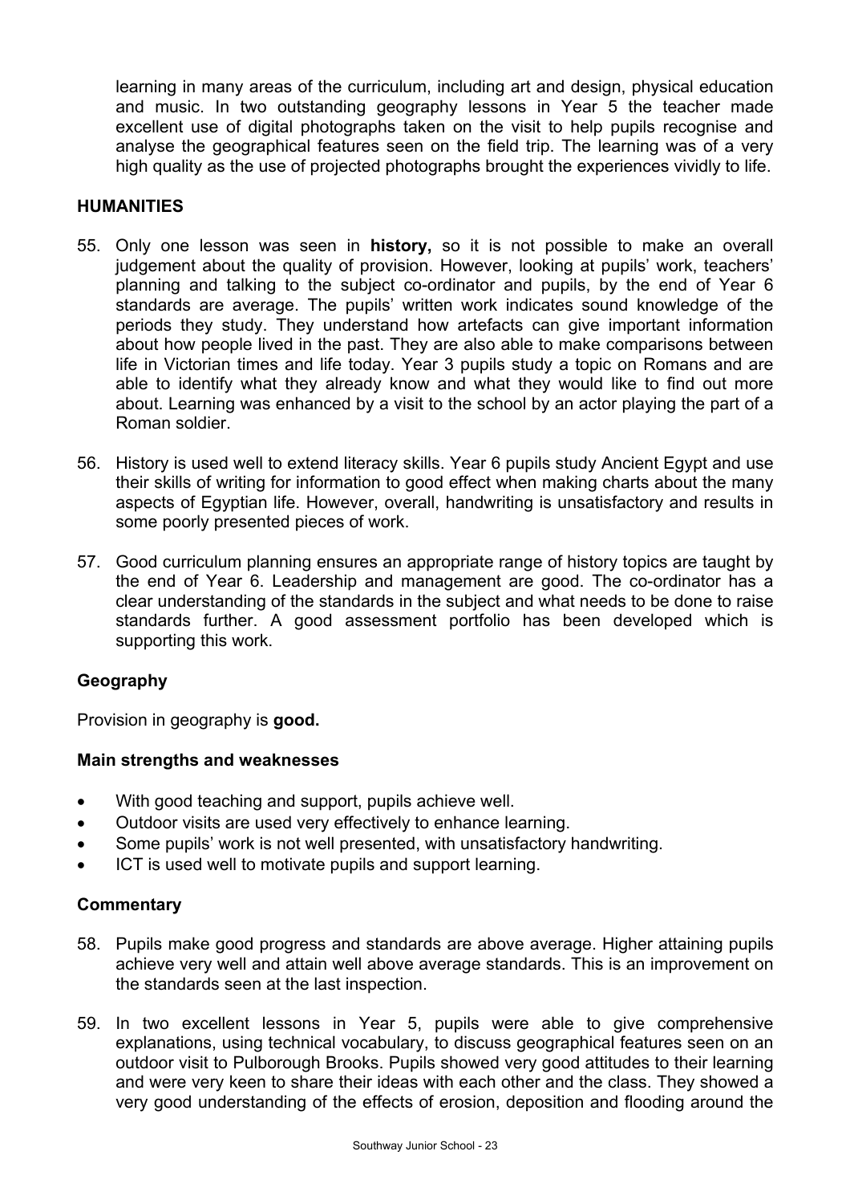learning in many areas of the curriculum, including art and design, physical education and music. In two outstanding geography lessons in Year 5 the teacher made excellent use of digital photographs taken on the visit to help pupils recognise and analyse the geographical features seen on the field trip. The learning was of a very high quality as the use of projected photographs brought the experiences vividly to life.

## HUMANITIES

55. Only one lesson was seen in **history,** so it is not possible to make an overall judgement about the quality of provision. However, looking at pupils' work, teachers' planning and talking to the subject co-ordinator and pupils, by the end of Year 6 standards are average. The pupils' written work indicates sound knowledge of the periods they study. They understand how artefacts can give important information about how people lived in the past. They are also able to make comparisons between life in Victorian times and life today. Year 3 pupils study a topic on Romans and are able to identify what they already know and what they would like to find out more about. Learning was enhanced by a visit to the school by an actor playing the part of a Roman soldier.

56. History is used well to extend literacy skills. Year 6 pupils study Ancient Egypt and use their skills of writing for information to good effect when making charts about the many aspects of Egyptian life. However, overall, handwriting is unsatisfactory and results in some poorly presented pieces of work.

57. Good curriculum planning ensures an appropriate range of history topics are taught by the end of Year 6. Leadership and management are good. The co-ordinator has a clear understanding of the standards in the subject and what needs to be done to raise standards further. A good assessment portfolio has been developed which is supporting this work.

### Geography

Provision in geography is **good.**

### Main strengths and weaknesses

- With good teaching and support, pupils achieve well.
- Outdoor visits are used very effectively to enhance learning.
- Some pupils' work is not well presented, with unsatisfactory handwriting.
- ICT is used well to motivate pupils and support learning.

### Commentary

58. Pupils make good progress and standards are above average. Higher attaining pupils achieve very well and attain well above average standards. This is an improvement on the standards seen at the last inspection.

59. In two excellent lessons in Year 5, pupils were able to give comprehensive explanations, using technical vocabulary, to discuss geographical features seen on an outdoor visit to Pulborough Brooks. Pupils showed very good attitudes to their learning and were very keen to share their ideas with each other and the class. They showed a very good understanding of the effects of erosion, deposition and flooding around the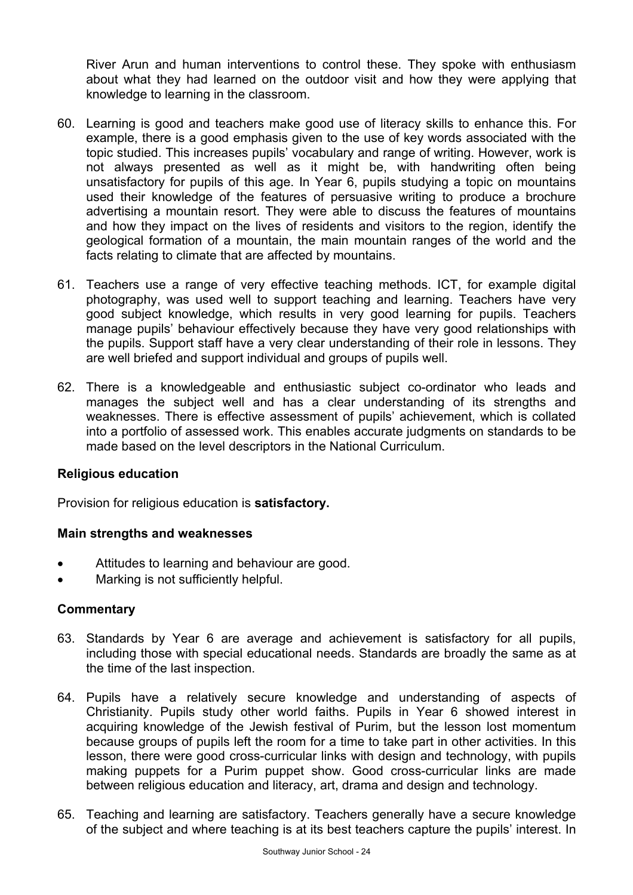River Arun and human interventions to control these. They spoke with enthusiasm about what they had learned on the outdoor visit and how they were applying that knowledge to learning in the classroom.

60. Learning is good and teachers make good use of literacy skills to enhance this. For example, there is a good emphasis given to the use of key words associated with the topic studied. This increases pupils' vocabulary and range of writing. However, work is not always presented as well as it might be, with handwriting often being unsatisfactory for pupils of this age. In Year 6, pupils studying a topic on mountains used their knowledge of the features of persuasive writing to produce a brochure advertising a mountain resort. They were able to discuss the features of mountains and how they impact on the lives of residents and visitors to the region, identify the geological formation of a mountain, the main mountain ranges of the world and the facts relating to climate that are affected by mountains.

61. Teachers use a range of very effective teaching methods. ICT, for example digital photography, was used well to support teaching and learning. Teachers have very good subject knowledge, which results in very good learning for pupils. Teachers manage pupils' behaviour effectively because they have very good relationships with the pupils. Support staff have a very clear understanding of their role in lessons. They are well briefed and support individual and groups of pupils well.

62. There is a knowledgeable and enthusiastic subject co-ordinator who leads and manages the subject well and has a clear understanding of its strengths and weaknesses. There is effective assessment of pupils' achievement, which is collated into a portfolio of assessed work. This enables accurate judgments on standards to be made based on the level descriptors in the National Curriculum.

### Religious education

Provision for religious education is **satisfactory.**

#### Main strengths and weaknesses

- Attitudes to learning and behaviour are good.
- Marking is not sufficiently helpful.

#### Commentary

63. Standards by Year 6 are average and achievement is satisfactory for all pupils, including those with special educational needs. Standards are broadly the same as at the time of the last inspection.

64. Pupils have a relatively secure knowledge and understanding of aspects of Christianity. Pupils study other world faiths. Pupils in Year 6 showed interest in acquiring knowledge of the Jewish festival of Purim, but the lesson lost momentum because groups of pupils left the room for a time to take part in other activities. In this lesson, there were good cross-curricular links with design and technology, with pupils making puppets for a Purim puppet show. Good cross-curricular links are made between religious education and literacy, art, drama and design and technology.

65. Teaching and learning are satisfactory. Teachers generally have a secure knowledge of the subject and where teaching is at its best teachers capture the pupils' interest. In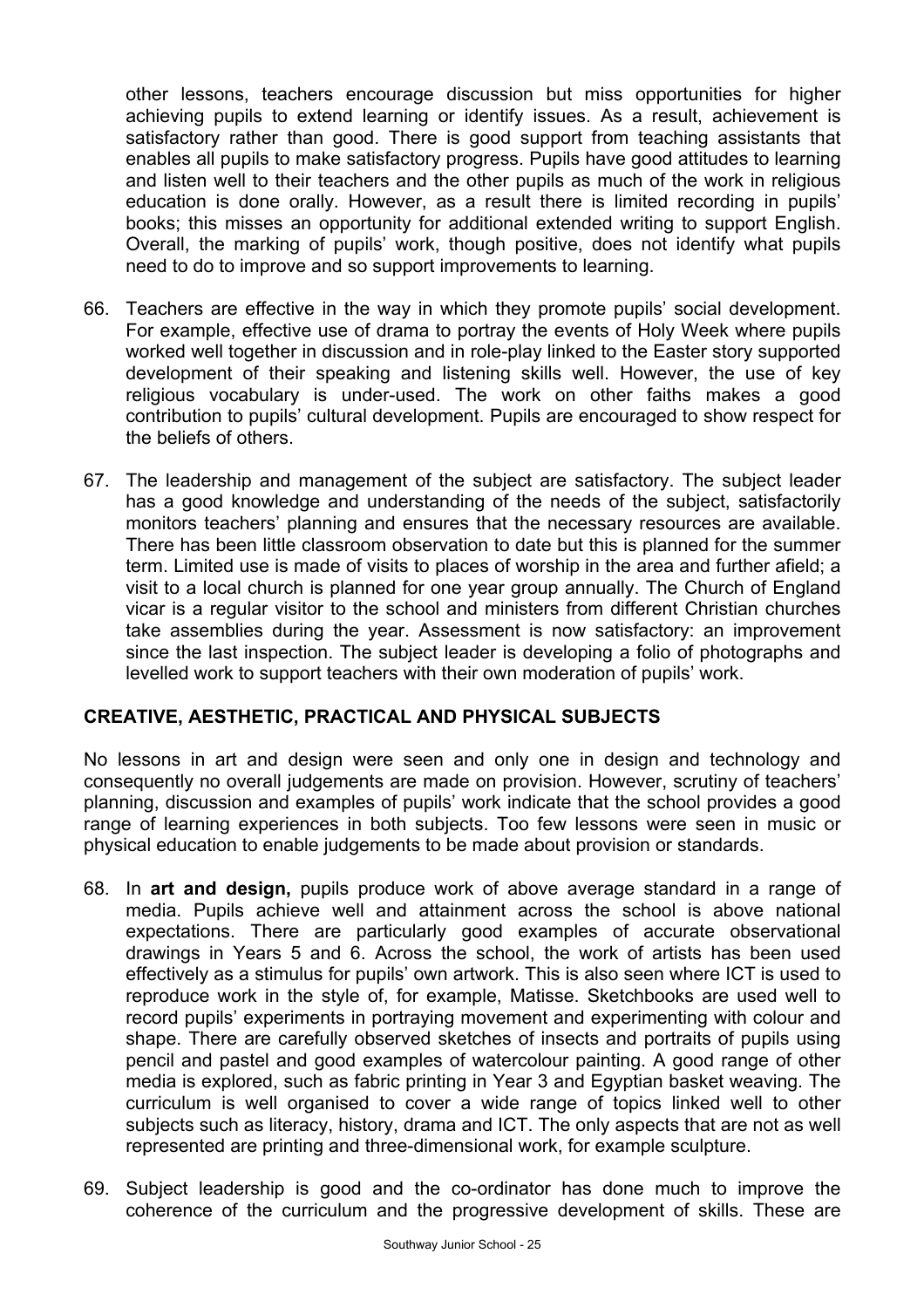other lessons, teachers encourage discussion but miss opportunities for higher achieving pupils to extend learning or identify issues. As a result, achievement is satisfactory rather than good. There is good support from teaching assistants that enables all pupils to make satisfactory progress. Pupils have good attitudes to learning and listen well to their teachers and the other pupils as much of the work in religious education is done orally. However, as a result there is limited recording in pupils' books; this misses an opportunity for additional extended writing to support English. Overall, the marking of pupils' work, though positive, does not identify what pupils need to do to improve and so support improvements to learning.

66. Teachers are effective in the way in which they promote pupils' social development. For example, effective use of drama to portray the events of Holy Week where pupils worked well together in discussion and in role-play linked to the Easter story supported development of their speaking and listening skills well. However, the use of key religious vocabulary is under-used. The work on other faiths makes a good contribution to pupils' cultural development. Pupils are encouraged to show respect for the beliefs of others.

67. The leadership and management of the subject are satisfactory. The subject leader has a good knowledge and understanding of the needs of the subject, satisfactorily monitors teachers' planning and ensures that the necessary resources are available. There has been little classroom observation to date but this is planned for the summer term. Limited use is made of visits to places of worship in the area and further afield; a visit to a local church is planned for one year group annually. The Church of England vicar is a regular visitor to the school and ministers from different Christian churches take assemblies during the year. Assessment is now satisfactory: an improvement since the last inspection. The subject leader is developing a folio of photographs and levelled work to support teachers with their own moderation of pupils' work.

## CREATIVE, AESTHETIC, PRACTICAL AND PHYSICAL SUBJECTS

No lessons in art and design were seen and only one in design and technology and consequently no overall judgements are made on provision. However, scrutiny of teachers' planning, discussion and examples of pupils' work indicate that the school provides a good range of learning experiences in both subjects. Too few lessons were seen in music or physical education to enable judgements to be made about provision or standards.

68. In **art and design,** pupils produce work of above average standard in a range of media. Pupils achieve well and attainment across the school is above national expectations. There are particularly good examples of accurate observational drawings in Years 5 and 6. Across the school, the work of artists has been used effectively as a stimulus for pupils' own artwork. This is also seen where ICT is used to reproduce work in the style of, for example, Matisse. Sketchbooks are used well to record pupils' experiments in portraying movement and experimenting with colour and shape. There are carefully observed sketches of insects and portraits of pupils using pencil and pastel and good examples of watercolour painting. A good range of other media is explored, such as fabric printing in Year 3 and Egyptian basket weaving. The curriculum is well organised to cover a wide range of topics linked well to other subjects such as literacy, history, drama and ICT. The only aspects that are not as well represented are printing and three-dimensional work, for example sculpture.

69. Subject leadership is good and the co-ordinator has done much to improve the coherence of the curriculum and the progressive development of skills. These are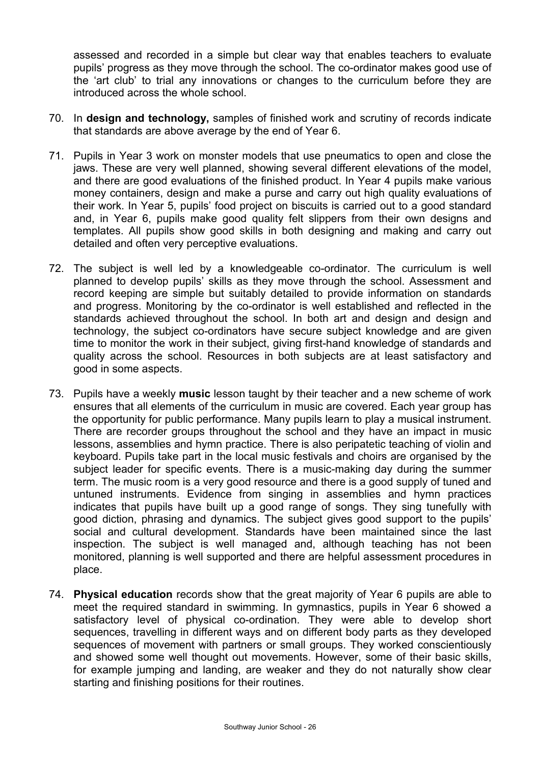assessed and recorded in a simple but clear way that enables teachers to evaluate pupils' progress as they move through the school. The co-ordinator makes good use of the 'art club' to trial any innovations or changes to the curriculum before they are introduced across the whole school.

70. In **design and technology,** samples of finished work and scrutiny of records indicate that standards are above average by the end of Year 6.

71. Pupils in Year 3 work on monster models that use pneumatics to open and close the jaws. These are very well planned, showing several different elevations of the model, and there are good evaluations of the finished product. In Year 4 pupils make various money containers, design and make a purse and carry out high quality evaluations of their work. In Year 5, pupils' food project on biscuits is carried out to a good standard and, in Year 6, pupils make good quality felt slippers from their own designs and templates. All pupils show good skills in both designing and making and carry out detailed and often very perceptive evaluations.

72. The subject is well led by a knowledgeable co-ordinator. The curriculum is well planned to develop pupils' skills as they move through the school. Assessment and record keeping are simple but suitably detailed to provide information on standards and progress. Monitoring by the co-ordinator is well established and reflected in the standards achieved throughout the school. In both art and design and design and technology, the subject co-ordinators have secure subject knowledge and are given time to monitor the work in their subject, giving first-hand knowledge of standards and quality across the school. Resources in both subjects are at least satisfactory and good in some aspects.

73. Pupils have a weekly **music** lesson taught by their teacher and a new scheme of work ensures that all elements of the curriculum in music are covered. Each year group has the opportunity for public performance. Many pupils learn to play a musical instrument. There are recorder groups throughout the school and they have an impact in music lessons, assemblies and hymn practice. There is also peripatetic teaching of violin and keyboard. Pupils take part in the local music festivals and choirs are organised by the subject leader for specific events. There is a music-making day during the summer term. The music room is a very good resource and there is a good supply of tuned and untuned instruments. Evidence from singing in assemblies and hymn practices indicates that pupils have built up a good range of songs. They sing tunefully with good diction, phrasing and dynamics. The subject gives good support to the pupils' social and cultural development. Standards have been maintained since the last inspection. The subject is well managed and, although teaching has not been monitored, planning is well supported and there are helpful assessment procedures in place.

74. **Physical education** records show that the great majority of Year 6 pupils are able to meet the required standard in swimming. In gymnastics, pupils in Year 6 showed a satisfactory level of physical co-ordination. They were able to develop short sequences, travelling in different ways and on different body parts as they developed sequences of movement with partners or small groups. They worked conscientiously and showed some well thought out movements. However, some of their basic skills, for example jumping and landing, are weaker and they do not naturally show clear starting and finishing positions for their routines.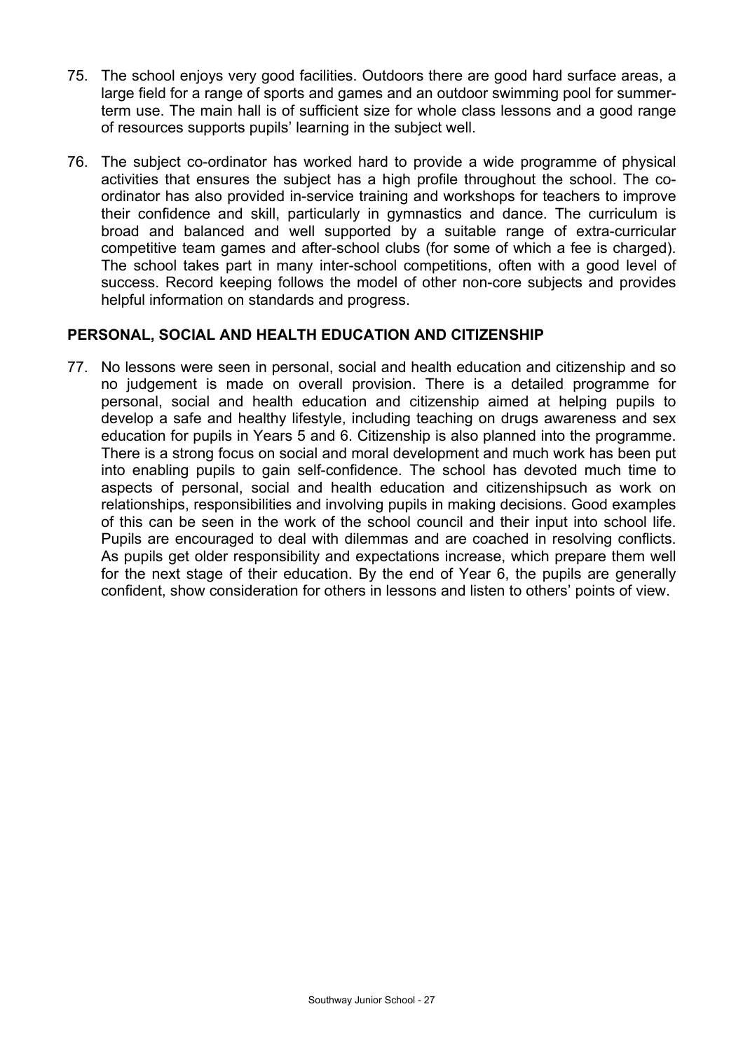75. The school enjoys very good facilities. Outdoors there are good hard surface areas, a large field for a range of sports and games and an outdoor swimming pool for summer-term use. The main hall is of sufficient size for whole class lessons and a good range of resources supports pupils' learning in the subject well.

76. The subject co-ordinator has worked hard to provide a wide programme of physical activities that ensures the subject has a high profile throughout the school. The co-ordinator has also provided in-service training and workshops for teachers to improve their confidence and skill, particularly in gymnastics and dance. The curriculum is broad and balanced and well supported by a suitable range of extra-curricular competitive team games and after-school clubs (for some of which a fee is charged). The school takes part in many inter-school competitions, often with a good level of success. Record keeping follows the model of other non-core subjects and provides helpful information on standards and progress.

## PERSONAL, SOCIAL AND HEALTH EDUCATION AND CITIZENSHIP

77. No lessons were seen in personal, social and health education and citizenship and so no judgement is made on overall provision. There is a detailed programme for personal, social and health education and citizenship aimed at helping pupils to develop a safe and healthy lifestyle, including teaching on drugs awareness and sex education for pupils in Years 5 and 6. Citizenship is also planned into the programme. There is a strong focus on social and moral development and much work has been put into enabling pupils to gain self-confidence. The school has devoted much time to aspects of personal, social and health education and citizenshipsuch as work on relationships, responsibilities and involving pupils in making decisions. Good examples of this can be seen in the work of the school council and their input into school life. Pupils are encouraged to deal with dilemmas and are coached in resolving conflicts. As pupils get older responsibility and expectations increase, which prepare them well for the next stage of their education. By the end of Year 6, the pupils are generally confident, show consideration for others in lessons and listen to others' points of view.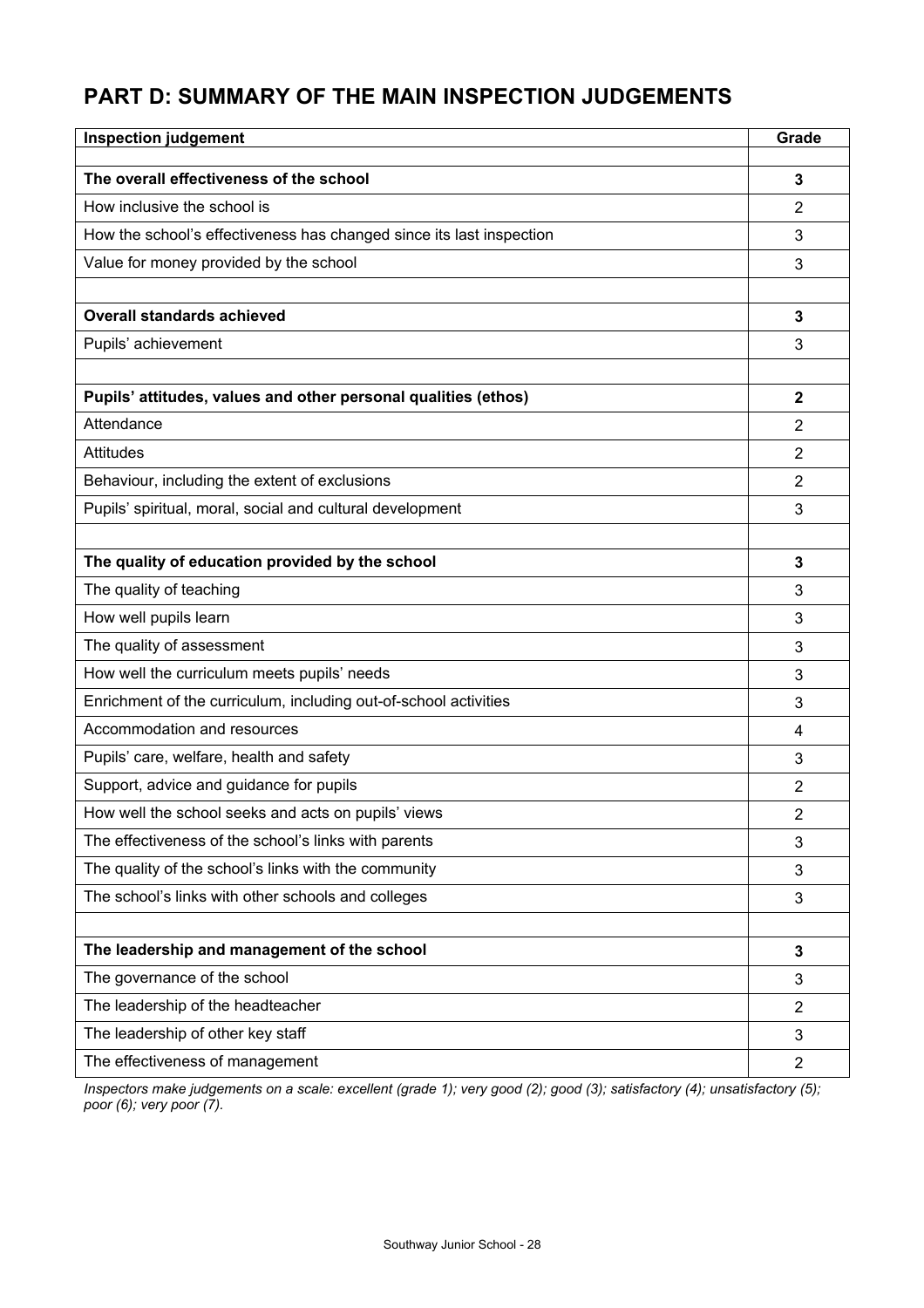# PART D: SUMMARY OF THE MAIN INSPECTION JUDGEMENTS

| Inspection judgement | Grade |
|---|---|
| | |
| **The overall effectiveness of the school** | **3** |
| How inclusive the school is | 2 |
| How the school's effectiveness has changed since its last inspection | 3 |
| Value for money provided by the school | 3 |
| | |
| **Overall standards achieved** | **3** |
| Pupils' achievement | 3 |
| | |
| **Pupils' attitudes, values and other personal qualities (ethos)** | **2** |
| Attendance | 2 |
| Attitudes | 2 |
| Behaviour, including the extent of exclusions | 2 |
| Pupils' spiritual, moral, social and cultural development | 3 |
| | |
| **The quality of education provided by the school** | **3** |
| The quality of teaching | 3 |
| How well pupils learn | 3 |
| The quality of assessment | 3 |
| How well the curriculum meets pupils' needs | 3 |
| Enrichment of the curriculum, including out-of-school activities | 3 |
| Accommodation and resources | 4 |
| Pupils' care, welfare, health and safety | 3 |
| Support, advice and guidance for pupils | 2 |
| How well the school seeks and acts on pupils' views | 2 |
| The effectiveness of the school's links with parents | 3 |
| The quality of the school's links with the community | 3 |
| The school's links with other schools and colleges | 3 |
| | |
| **The leadership and management of the school** | **3** |
| The governance of the school | 3 |
| The leadership of the headteacher | 2 |
| The leadership of other key staff | 3 |
| The effectiveness of management | 2 |

*Inspectors make judgements on a scale: excellent (grade 1); very good (2); good (3); satisfactory (4); unsatisfactory (5); poor (6); very poor (7).*